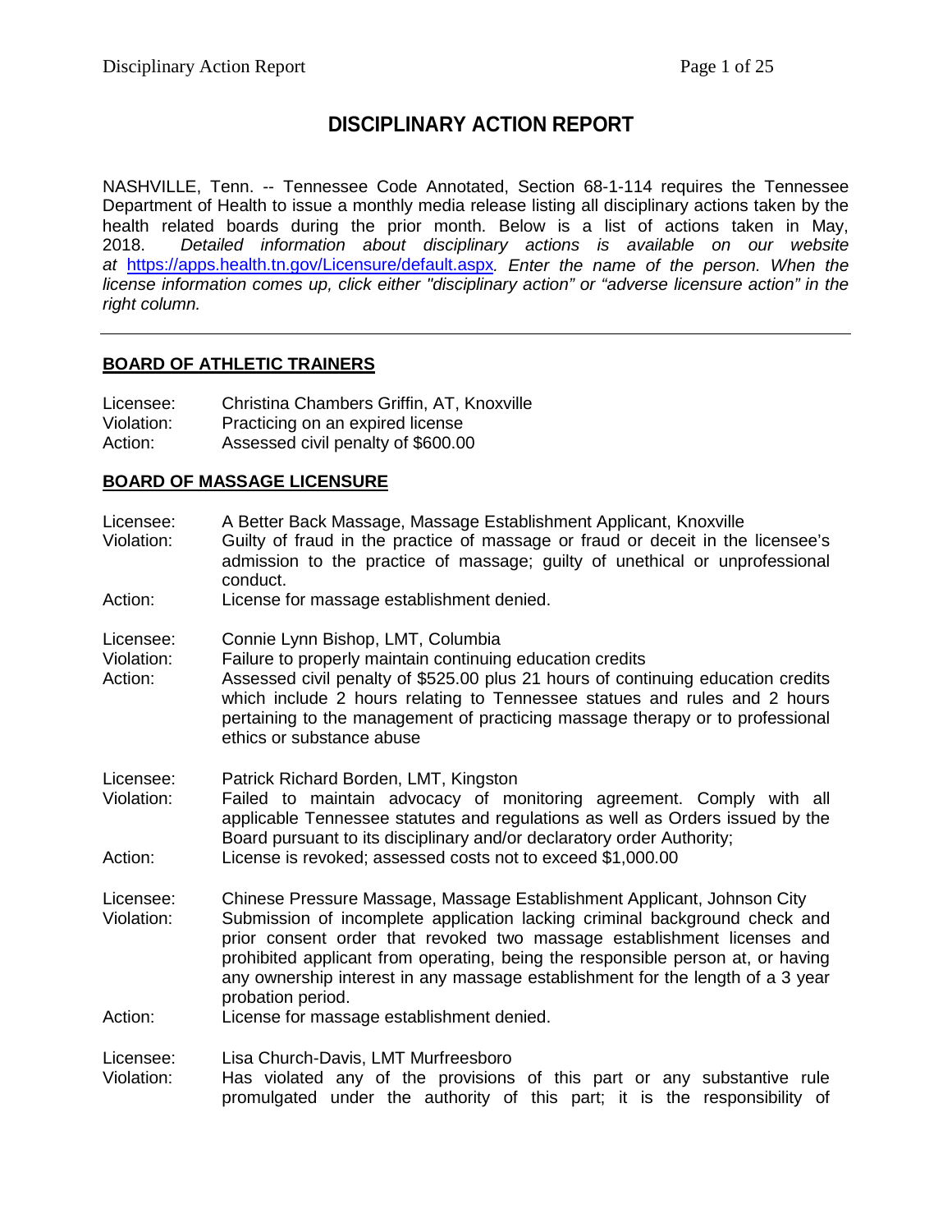# DISCIPLINARY ACTION REPORT

NASHVILLE, Tenn. -- Tennessee Code Annotated, Section 68-1-114 requires the Tennessee Department of Health to issue a monthly media release listing all disciplinary actions taken by the health related boards during the prior month. Below is a list of actions taken in May, 2018. *Detailed information about disciplinary actions is available on our website at* https://apps.health.tn.gov/Licensure/default.aspx*. Enter the name of the person. When the license information comes up, click either "disciplinary action" or "adverse licensure action" in the right column.*

---

## BOARD OF ATHLETIC TRAINERS

Licensee: Christina Chambers Griffin, AT, Knoxville
Violation: Practicing on an expired license
Action: Assessed civil penalty of $600.00

## BOARD OF MASSAGE LICENSURE

Licensee: A Better Back Massage, Massage Establishment Applicant, Knoxville
Violation: Guilty of fraud in the practice of massage or fraud or deceit in the licensee's admission to the practice of massage; guilty of unethical or unprofessional conduct.
Action: License for massage establishment denied.

Licensee: Connie Lynn Bishop, LMT, Columbia
Violation: Failure to properly maintain continuing education credits
Action: Assessed civil penalty of $525.00 plus 21 hours of continuing education credits which include 2 hours relating to Tennessee statues and rules and 2 hours pertaining to the management of practicing massage therapy or to professional ethics or substance abuse

Licensee: Patrick Richard Borden, LMT, Kingston
Violation: Failed to maintain advocacy of monitoring agreement. Comply with all applicable Tennessee statutes and regulations as well as Orders issued by the Board pursuant to its disciplinary and/or declaratory order Authority;
Action: License is revoked; assessed costs not to exceed $1,000.00

Licensee: Chinese Pressure Massage, Massage Establishment Applicant, Johnson City
Violation: Submission of incomplete application lacking criminal background check and prior consent order that revoked two massage establishment licenses and prohibited applicant from operating, being the responsible person at, or having any ownership interest in any massage establishment for the length of a 3 year probation period.
Action: License for massage establishment denied.

Licensee: Lisa Church-Davis, LMT Murfreesboro
Violation: Has violated any of the provisions of this part or any substantive rule promulgated under the authority of this part; it is the responsibility of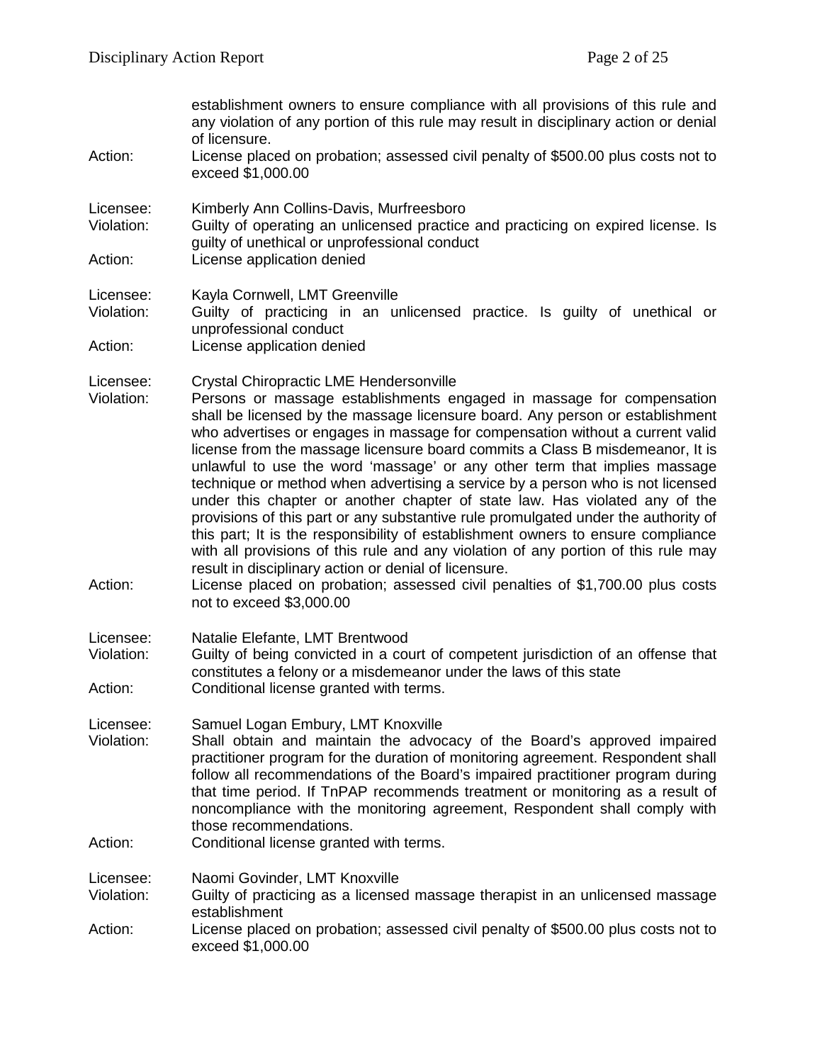establishment owners to ensure compliance with all provisions of this rule and any violation of any portion of this rule may result in disciplinary action or denial of licensure.

Action: License placed on probation; assessed civil penalty of $500.00 plus costs not to exceed $1,000.00

Licensee: Kimberly Ann Collins-Davis, Murfreesboro

Violation: Guilty of operating an unlicensed practice and practicing on expired license. Is guilty of unethical or unprofessional conduct

Action: License application denied

Licensee: Kayla Cornwell, LMT Greenville

Violation: Guilty of practicing in an unlicensed practice. Is guilty of unethical or unprofessional conduct

Action: License application denied

Licensee: Crystal Chiropractic LME Hendersonville

Violation: Persons or massage establishments engaged in massage for compensation shall be licensed by the massage licensure board. Any person or establishment who advertises or engages in massage for compensation without a current valid license from the massage licensure board commits a Class B misdemeanor, It is unlawful to use the word 'massage' or any other term that implies massage technique or method when advertising a service by a person who is not licensed under this chapter or another chapter of state law. Has violated any of the provisions of this part or any substantive rule promulgated under the authority of this part; It is the responsibility of establishment owners to ensure compliance with all provisions of this rule and any violation of any portion of this rule may result in disciplinary action or denial of licensure.

Action: License placed on probation; assessed civil penalties of $1,700.00 plus costs not to exceed $3,000.00

Licensee: Natalie Elefante, LMT Brentwood

Violation: Guilty of being convicted in a court of competent jurisdiction of an offense that constitutes a felony or a misdemeanor under the laws of this state

Action: Conditional license granted with terms.

Licensee: Samuel Logan Embury, LMT Knoxville

Violation: Shall obtain and maintain the advocacy of the Board's approved impaired practitioner program for the duration of monitoring agreement. Respondent shall follow all recommendations of the Board's impaired practitioner program during that time period. If TnPAP recommends treatment or monitoring as a result of noncompliance with the monitoring agreement, Respondent shall comply with those recommendations.

Action: Conditional license granted with terms.

Licensee: Naomi Govinder, LMT Knoxville

Violation: Guilty of practicing as a licensed massage therapist in an unlicensed massage establishment

Action: License placed on probation; assessed civil penalty of $500.00 plus costs not to exceed $1,000.00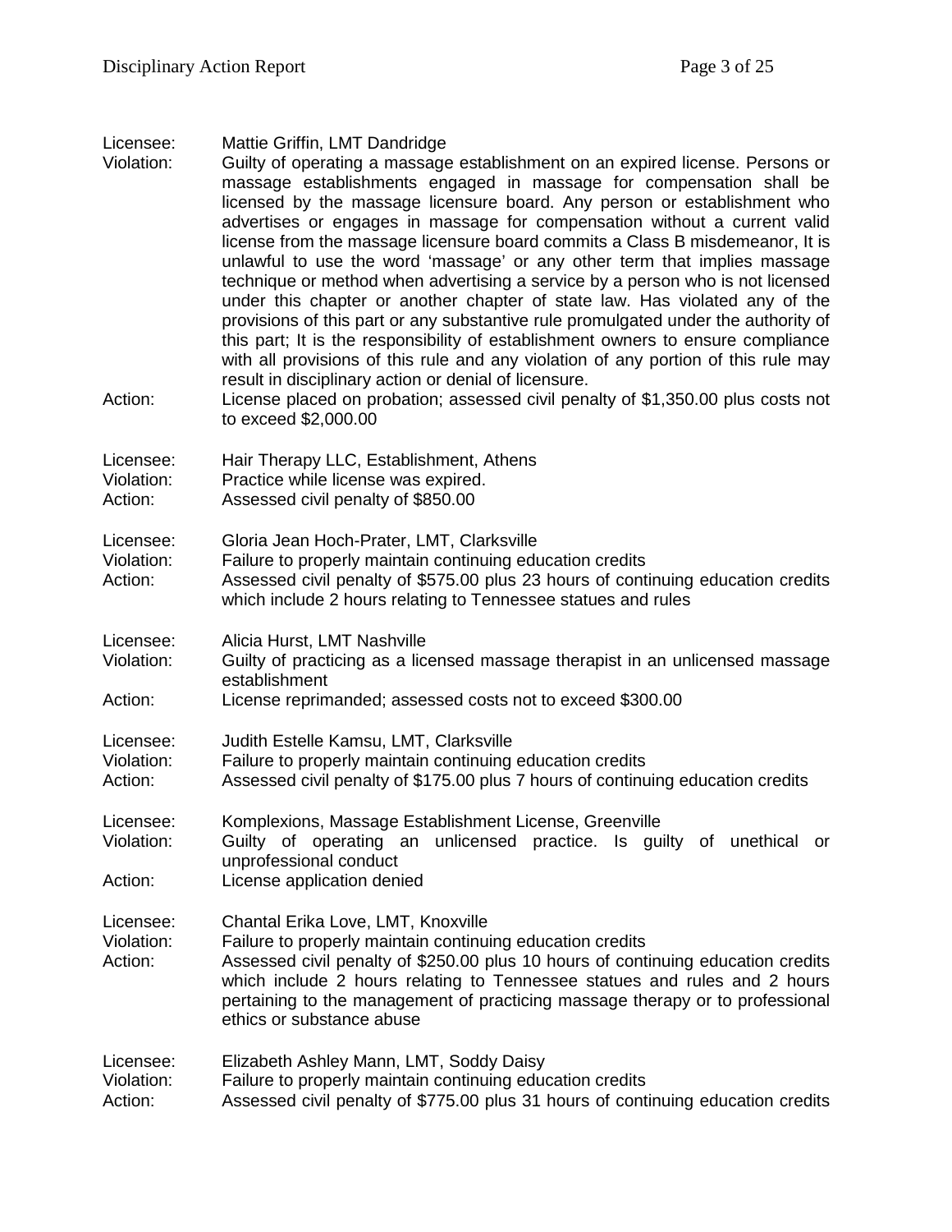Licensee: Mattie Griffin, LMT Dandridge
Violation: Guilty of operating a massage establishment on an expired license. Persons or massage establishments engaged in massage for compensation shall be licensed by the massage licensure board. Any person or establishment who advertises or engages in massage for compensation without a current valid license from the massage licensure board commits a Class B misdemeanor, It is unlawful to use the word 'massage' or any other term that implies massage technique or method when advertising a service by a person who is not licensed under this chapter or another chapter of state law. Has violated any of the provisions of this part or any substantive rule promulgated under the authority of this part; It is the responsibility of establishment owners to ensure compliance with all provisions of this rule and any violation of any portion of this rule may result in disciplinary action or denial of licensure.
Action: License placed on probation; assessed civil penalty of $1,350.00 plus costs not to exceed $2,000.00

Licensee: Hair Therapy LLC, Establishment, Athens
Violation: Practice while license was expired.
Action: Assessed civil penalty of $850.00

Licensee: Gloria Jean Hoch-Prater, LMT, Clarksville
Violation: Failure to properly maintain continuing education credits
Action: Assessed civil penalty of $575.00 plus 23 hours of continuing education credits which include 2 hours relating to Tennessee statues and rules

Licensee: Alicia Hurst, LMT Nashville
Violation: Guilty of practicing as a licensed massage therapist in an unlicensed massage establishment
Action: License reprimanded; assessed costs not to exceed $300.00

Licensee: Judith Estelle Kamsu, LMT, Clarksville
Violation: Failure to properly maintain continuing education credits
Action: Assessed civil penalty of $175.00 plus 7 hours of continuing education credits

Licensee: Komplexions, Massage Establishment License, Greenville
Violation: Guilty of operating an unlicensed practice. Is guilty of unethical or unprofessional conduct
Action: License application denied

Licensee: Chantal Erika Love, LMT, Knoxville
Violation: Failure to properly maintain continuing education credits
Action: Assessed civil penalty of $250.00 plus 10 hours of continuing education credits which include 2 hours relating to Tennessee statues and rules and 2 hours pertaining to the management of practicing massage therapy or to professional ethics or substance abuse

Licensee: Elizabeth Ashley Mann, LMT, Soddy Daisy
Violation: Failure to properly maintain continuing education credits
Action: Assessed civil penalty of $775.00 plus 31 hours of continuing education credits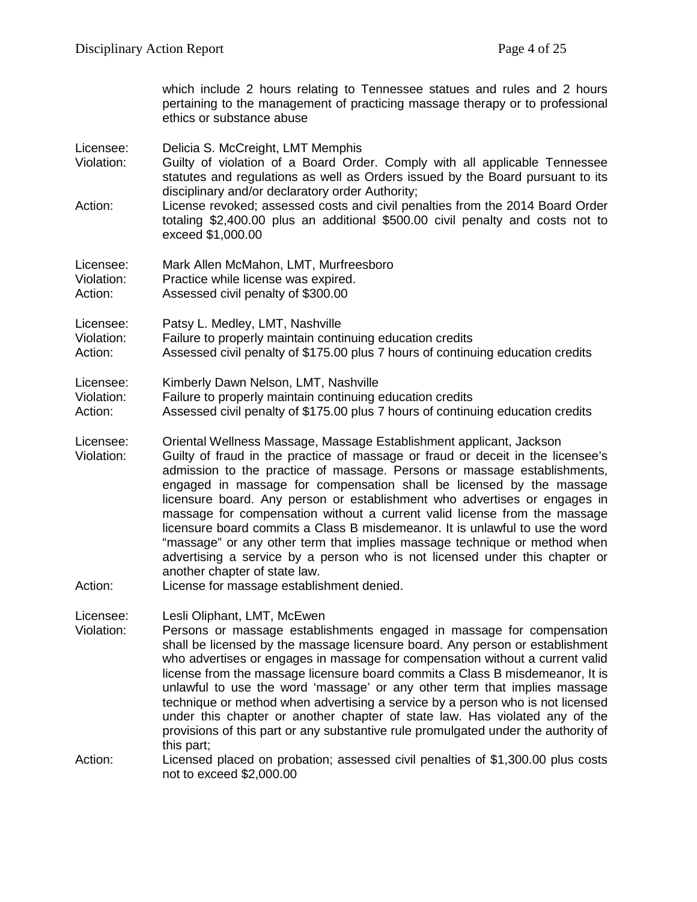which include 2 hours relating to Tennessee statues and rules and 2 hours pertaining to the management of practicing massage therapy or to professional ethics or substance abuse

Licensee: Delicia S. McCreight, LMT Memphis
Violation: Guilty of violation of a Board Order. Comply with all applicable Tennessee statutes and regulations as well as Orders issued by the Board pursuant to its disciplinary and/or declaratory order Authority;
Action: License revoked; assessed costs and civil penalties from the 2014 Board Order totaling $2,400.00 plus an additional $500.00 civil penalty and costs not to exceed $1,000.00

Licensee: Mark Allen McMahon, LMT, Murfreesboro
Violation: Practice while license was expired.
Action: Assessed civil penalty of $300.00

Licensee: Patsy L. Medley, LMT, Nashville
Violation: Failure to properly maintain continuing education credits
Action: Assessed civil penalty of $175.00 plus 7 hours of continuing education credits

Licensee: Kimberly Dawn Nelson, LMT, Nashville
Violation: Failure to properly maintain continuing education credits
Action: Assessed civil penalty of $175.00 plus 7 hours of continuing education credits

Licensee: Oriental Wellness Massage, Massage Establishment applicant, Jackson
Violation: Guilty of fraud in the practice of massage or fraud or deceit in the licensee's admission to the practice of massage. Persons or massage establishments, engaged in massage for compensation shall be licensed by the massage licensure board. Any person or establishment who advertises or engages in massage for compensation without a current valid license from the massage licensure board commits a Class B misdemeanor. It is unlawful to use the word "massage" or any other term that implies massage technique or method when advertising a service by a person who is not licensed under this chapter or another chapter of state law.
Action: License for massage establishment denied.

Licensee: Lesli Oliphant, LMT, McEwen
Violation: Persons or massage establishments engaged in massage for compensation shall be licensed by the massage licensure board. Any person or establishment who advertises or engages in massage for compensation without a current valid license from the massage licensure board commits a Class B misdemeanor, It is unlawful to use the word 'massage' or any other term that implies massage technique or method when advertising a service by a person who is not licensed under this chapter or another chapter of state law. Has violated any of the provisions of this part or any substantive rule promulgated under the authority of this part;
Action: Licensed placed on probation; assessed civil penalties of $1,300.00 plus costs not to exceed $2,000.00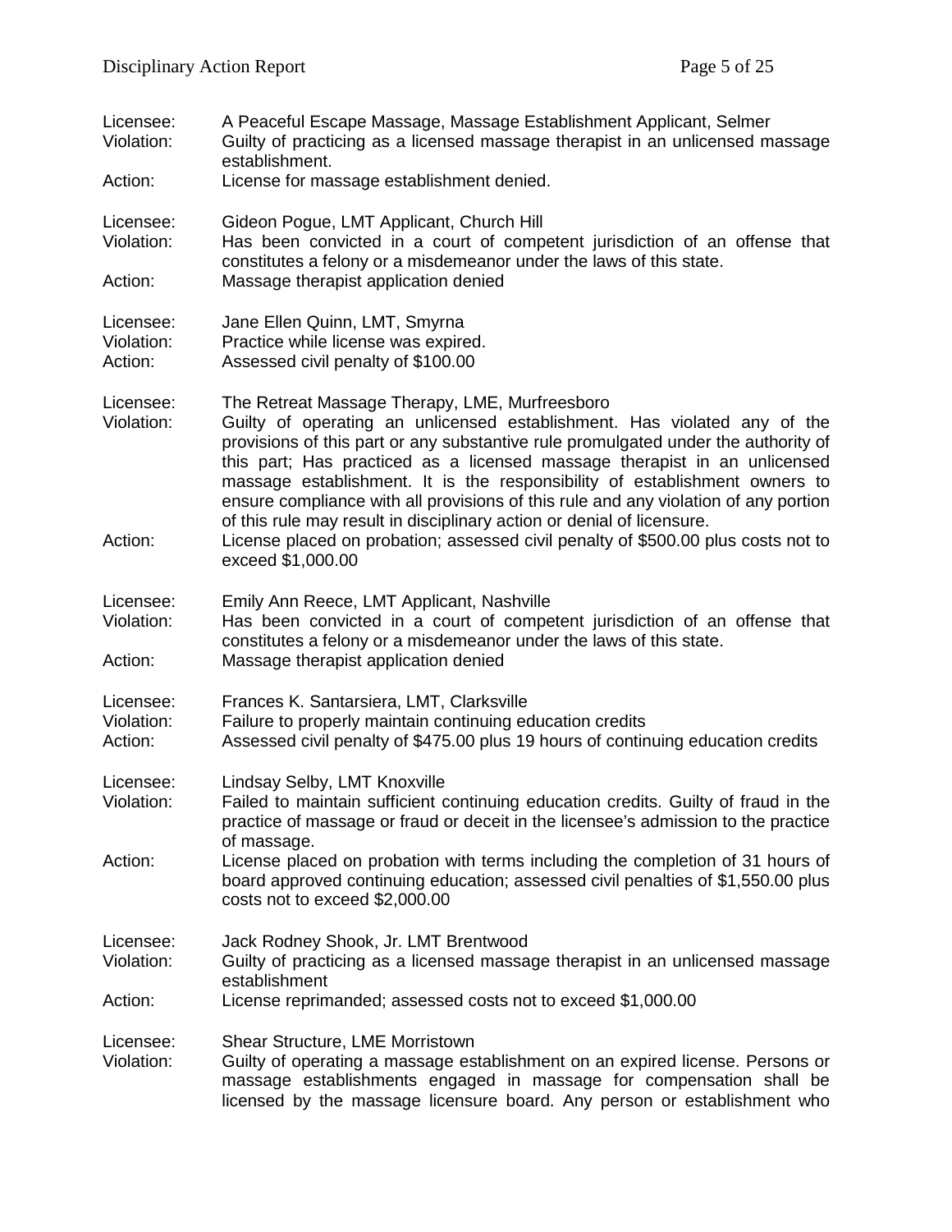Licensee: A Peaceful Escape Massage, Massage Establishment Applicant, Selmer
Violation: Guilty of practicing as a licensed massage therapist in an unlicensed massage establishment.
Action: License for massage establishment denied.

Licensee: Gideon Pogue, LMT Applicant, Church Hill
Violation: Has been convicted in a court of competent jurisdiction of an offense that constitutes a felony or a misdemeanor under the laws of this state.
Action: Massage therapist application denied

Licensee: Jane Ellen Quinn, LMT, Smyrna
Violation: Practice while license was expired.
Action: Assessed civil penalty of $100.00

Licensee: The Retreat Massage Therapy, LME, Murfreesboro
Violation: Guilty of operating an unlicensed establishment. Has violated any of the provisions of this part or any substantive rule promulgated under the authority of this part; Has practiced as a licensed massage therapist in an unlicensed massage establishment. It is the responsibility of establishment owners to ensure compliance with all provisions of this rule and any violation of any portion of this rule may result in disciplinary action or denial of licensure.
Action: License placed on probation; assessed civil penalty of $500.00 plus costs not to exceed $1,000.00

Licensee: Emily Ann Reece, LMT Applicant, Nashville
Violation: Has been convicted in a court of competent jurisdiction of an offense that constitutes a felony or a misdemeanor under the laws of this state.
Action: Massage therapist application denied

Licensee: Frances K. Santarsiera, LMT, Clarksville
Violation: Failure to properly maintain continuing education credits
Action: Assessed civil penalty of $475.00 plus 19 hours of continuing education credits

Licensee: Lindsay Selby, LMT Knoxville
Violation: Failed to maintain sufficient continuing education credits. Guilty of fraud in the practice of massage or fraud or deceit in the licensee's admission to the practice of massage.
Action: License placed on probation with terms including the completion of 31 hours of board approved continuing education; assessed civil penalties of $1,550.00 plus costs not to exceed $2,000.00

Licensee: Jack Rodney Shook, Jr. LMT Brentwood
Violation: Guilty of practicing as a licensed massage therapist in an unlicensed massage establishment
Action: License reprimanded; assessed costs not to exceed $1,000.00

Licensee: Shear Structure, LME Morristown
Violation: Guilty of operating a massage establishment on an expired license. Persons or massage establishments engaged in massage for compensation shall be licensed by the massage licensure board. Any person or establishment who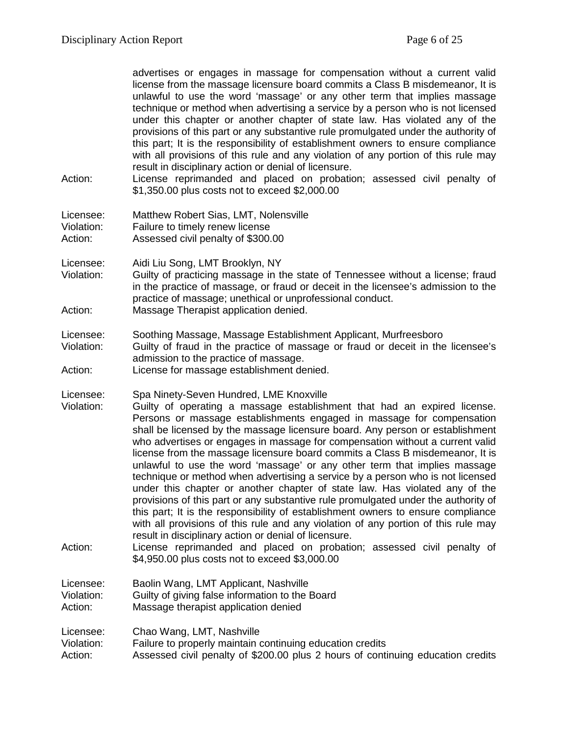advertises or engages in massage for compensation without a current valid license from the massage licensure board commits a Class B misdemeanor, It is unlawful to use the word 'massage' or any other term that implies massage technique or method when advertising a service by a person who is not licensed under this chapter or another chapter of state law. Has violated any of the provisions of this part or any substantive rule promulgated under the authority of this part; It is the responsibility of establishment owners to ensure compliance with all provisions of this rule and any violation of any portion of this rule may result in disciplinary action or denial of licensure.

Action: License reprimanded and placed on probation; assessed civil penalty of $1,350.00 plus costs not to exceed $2,000.00

Licensee: Matthew Robert Sias, LMT, Nolensville
Violation: Failure to timely renew license
Action: Assessed civil penalty of $300.00

Licensee: Aidi Liu Song, LMT Brooklyn, NY
Violation: Guilty of practicing massage in the state of Tennessee without a license; fraud in the practice of massage, or fraud or deceit in the licensee's admission to the practice of massage; unethical or unprofessional conduct.
Action: Massage Therapist application denied.

Licensee: Soothing Massage, Massage Establishment Applicant, Murfreesboro
Violation: Guilty of fraud in the practice of massage or fraud or deceit in the licensee's admission to the practice of massage.
Action: License for massage establishment denied.

Licensee: Spa Ninety-Seven Hundred, LME Knoxville
Violation: Guilty of operating a massage establishment that had an expired license. Persons or massage establishments engaged in massage for compensation shall be licensed by the massage licensure board. Any person or establishment who advertises or engages in massage for compensation without a current valid license from the massage licensure board commits a Class B misdemeanor, It is unlawful to use the word 'massage' or any other term that implies massage technique or method when advertising a service by a person who is not licensed under this chapter or another chapter of state law. Has violated any of the provisions of this part or any substantive rule promulgated under the authority of this part; It is the responsibility of establishment owners to ensure compliance with all provisions of this rule and any violation of any portion of this rule may result in disciplinary action or denial of licensure.
Action: License reprimanded and placed on probation; assessed civil penalty of $4,950.00 plus costs not to exceed $3,000.00

Licensee: Baolin Wang, LMT Applicant, Nashville
Violation: Guilty of giving false information to the Board
Action: Massage therapist application denied

Licensee: Chao Wang, LMT, Nashville
Violation: Failure to properly maintain continuing education credits
Action: Assessed civil penalty of $200.00 plus 2 hours of continuing education credits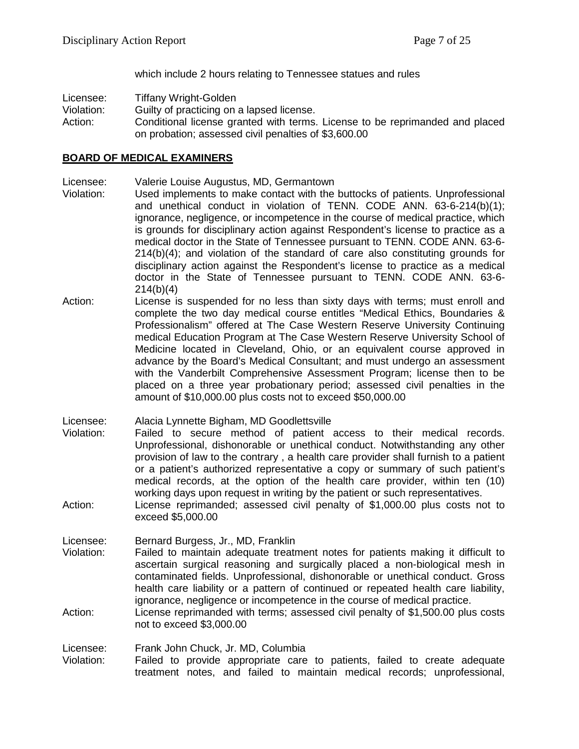which include 2 hours relating to Tennessee statues and rules

Licensee: Tiffany Wright-Golden
Violation: Guilty of practicing on a lapsed license.
Action: Conditional license granted with terms. License to be reprimanded and placed on probation; assessed civil penalties of $3,600.00

## **BOARD OF MEDICAL EXAMINERS**

Licensee: Valerie Louise Augustus, MD, Germantown
Violation: Used implements to make contact with the buttocks of patients. Unprofessional and unethical conduct in violation of TENN. CODE ANN. 63-6-214(b)(1); ignorance, negligence, or incompetence in the course of medical practice, which is grounds for disciplinary action against Respondent's license to practice as a medical doctor in the State of Tennessee pursuant to TENN. CODE ANN. 63-6-214(b)(4); and violation of the standard of care also constituting grounds for disciplinary action against the Respondent's license to practice as a medical doctor in the State of Tennessee pursuant to TENN. CODE ANN. 63-6-214(b)(4)
Action: License is suspended for no less than sixty days with terms; must enroll and complete the two day medical course entitles "Medical Ethics, Boundaries & Professionalism" offered at The Case Western Reserve University Continuing medical Education Program at The Case Western Reserve University School of Medicine located in Cleveland, Ohio, or an equivalent course approved in advance by the Board's Medical Consultant; and must undergo an assessment with the Vanderbilt Comprehensive Assessment Program; license then to be placed on a three year probationary period; assessed civil penalties in the amount of $10,000.00 plus costs not to exceed $50,000.00

Licensee: Alacia Lynnette Bigham, MD Goodlettsville
Violation: Failed to secure method of patient access to their medical records. Unprofessional, dishonorable or unethical conduct. Notwithstanding any other provision of law to the contrary , a health care provider shall furnish to a patient or a patient's authorized representative a copy or summary of such patient's medical records, at the option of the health care provider, within ten (10) working days upon request in writing by the patient or such representatives.
Action: License reprimanded; assessed civil penalty of $1,000.00 plus costs not to exceed $5,000.00

Licensee: Bernard Burgess, Jr., MD, Franklin
Violation: Failed to maintain adequate treatment notes for patients making it difficult to ascertain surgical reasoning and surgically placed a non-biological mesh in contaminated fields. Unprofessional, dishonorable or unethical conduct. Gross health care liability or a pattern of continued or repeated health care liability, ignorance, negligence or incompetence in the course of medical practice.
Action: License reprimanded with terms; assessed civil penalty of $1,500.00 plus costs not to exceed $3,000.00

Licensee: Frank John Chuck, Jr. MD, Columbia
Violation: Failed to provide appropriate care to patients, failed to create adequate treatment notes, and failed to maintain medical records; unprofessional,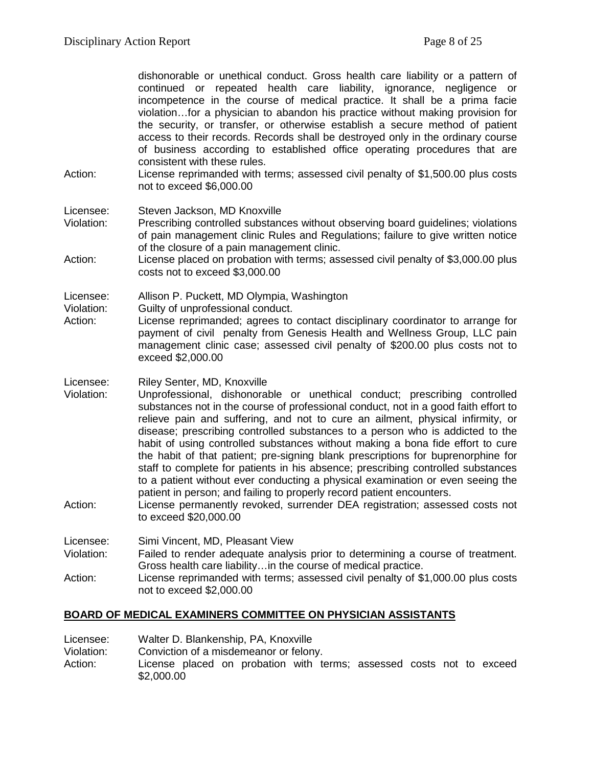dishonorable or unethical conduct. Gross health care liability or a pattern of continued or repeated health care liability, ignorance, negligence or incompetence in the course of medical practice. It shall be a prima facie violation…for a physician to abandon his practice without making provision for the security, or transfer, or otherwise establish a secure method of patient access to their records. Records shall be destroyed only in the ordinary course of business according to established office operating procedures that are consistent with these rules.

Action: License reprimanded with terms; assessed civil penalty of $1,500.00 plus costs not to exceed $6,000.00

Licensee: Steven Jackson, MD Knoxville
Violation: Prescribing controlled substances without observing board guidelines; violations of pain management clinic Rules and Regulations; failure to give written notice of the closure of a pain management clinic.
Action: License placed on probation with terms; assessed civil penalty of $3,000.00 plus costs not to exceed $3,000.00

Licensee: Allison P. Puckett, MD Olympia, Washington
Violation: Guilty of unprofessional conduct.
Action: License reprimanded; agrees to contact disciplinary coordinator to arrange for payment of civil penalty from Genesis Health and Wellness Group, LLC pain management clinic case; assessed civil penalty of $200.00 plus costs not to exceed $2,000.00

Licensee: Riley Senter, MD, Knoxville
Violation: Unprofessional, dishonorable or unethical conduct; prescribing controlled substances not in the course of professional conduct, not in a good faith effort to relieve pain and suffering, and not to cure an ailment, physical infirmity, or disease; prescribing controlled substances to a person who is addicted to the habit of using controlled substances without making a bona fide effort to cure the habit of that patient; pre-signing blank prescriptions for buprenorphine for staff to complete for patients in his absence; prescribing controlled substances to a patient without ever conducting a physical examination or even seeing the patient in person; and failing to properly record patient encounters.
Action: License permanently revoked, surrender DEA registration; assessed costs not to exceed $20,000.00

Licensee: Simi Vincent, MD, Pleasant View
Violation: Failed to render adequate analysis prior to determining a course of treatment. Gross health care liability…in the course of medical practice.
Action: License reprimanded with terms; assessed civil penalty of $1,000.00 plus costs not to exceed $2,000.00

## BOARD OF MEDICAL EXAMINERS COMMITTEE ON PHYSICIAN ASSISTANTS

Licensee: Walter D. Blankenship, PA, Knoxville
Violation: Conviction of a misdemeanor or felony.
Action: License placed on probation with terms; assessed costs not to exceed $2,000.00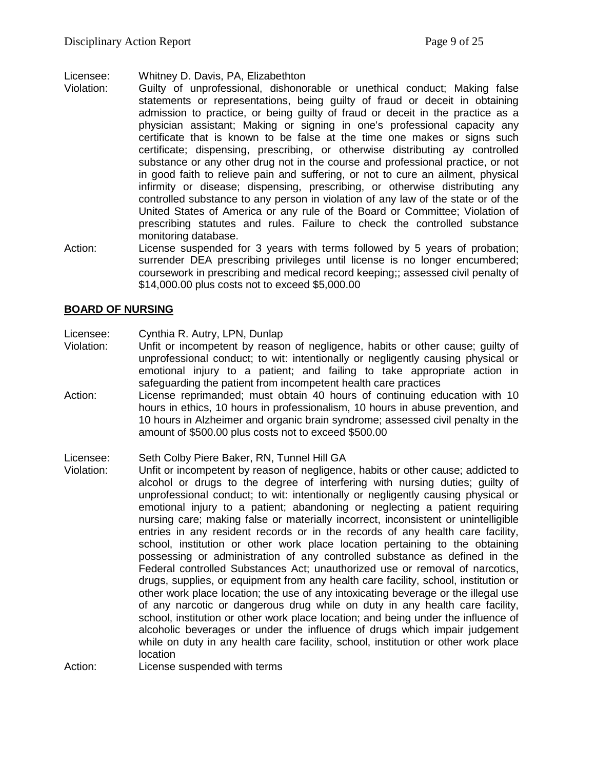Licensee: Whitney D. Davis, PA, Elizabethton

Violation: Guilty of unprofessional, dishonorable or unethical conduct; Making false statements or representations, being guilty of fraud or deceit in obtaining admission to practice, or being guilty of fraud or deceit in the practice as a physician assistant; Making or signing in one's professional capacity any certificate that is known to be false at the time one makes or signs such certificate; dispensing, prescribing, or otherwise distributing ay controlled substance or any other drug not in the course and professional practice, or not in good faith to relieve pain and suffering, or not to cure an ailment, physical infirmity or disease; dispensing, prescribing, or otherwise distributing any controlled substance to any person in violation of any law of the state or of the United States of America or any rule of the Board or Committee; Violation of prescribing statutes and rules. Failure to check the controlled substance monitoring database.

Action: License suspended for 3 years with terms followed by 5 years of probation; surrender DEA prescribing privileges until license is no longer encumbered; coursework in prescribing and medical record keeping;; assessed civil penalty of $14,000.00 plus costs not to exceed $5,000.00

## BOARD OF NURSING

Licensee: Cynthia R. Autry, LPN, Dunlap

Violation: Unfit or incompetent by reason of negligence, habits or other cause; guilty of unprofessional conduct; to wit: intentionally or negligently causing physical or emotional injury to a patient; and failing to take appropriate action in safeguarding the patient from incompetent health care practices

Action: License reprimanded; must obtain 40 hours of continuing education with 10 hours in ethics, 10 hours in professionalism, 10 hours in abuse prevention, and 10 hours in Alzheimer and organic brain syndrome; assessed civil penalty in the amount of $500.00 plus costs not to exceed $500.00

Licensee: Seth Colby Piere Baker, RN, Tunnel Hill GA

Violation: Unfit or incompetent by reason of negligence, habits or other cause; addicted to alcohol or drugs to the degree of interfering with nursing duties; guilty of unprofessional conduct; to wit: intentionally or negligently causing physical or emotional injury to a patient; abandoning or neglecting a patient requiring nursing care; making false or materially incorrect, inconsistent or unintelligible entries in any resident records or in the records of any health care facility, school, institution or other work place location pertaining to the obtaining possessing or administration of any controlled substance as defined in the Federal controlled Substances Act; unauthorized use or removal of narcotics, drugs, supplies, or equipment from any health care facility, school, institution or other work place location; the use of any intoxicating beverage or the illegal use of any narcotic or dangerous drug while on duty in any health care facility, school, institution or other work place location; and being under the influence of alcoholic beverages or under the influence of drugs which impair judgement while on duty in any health care facility, school, institution or other work place location

Action: License suspended with terms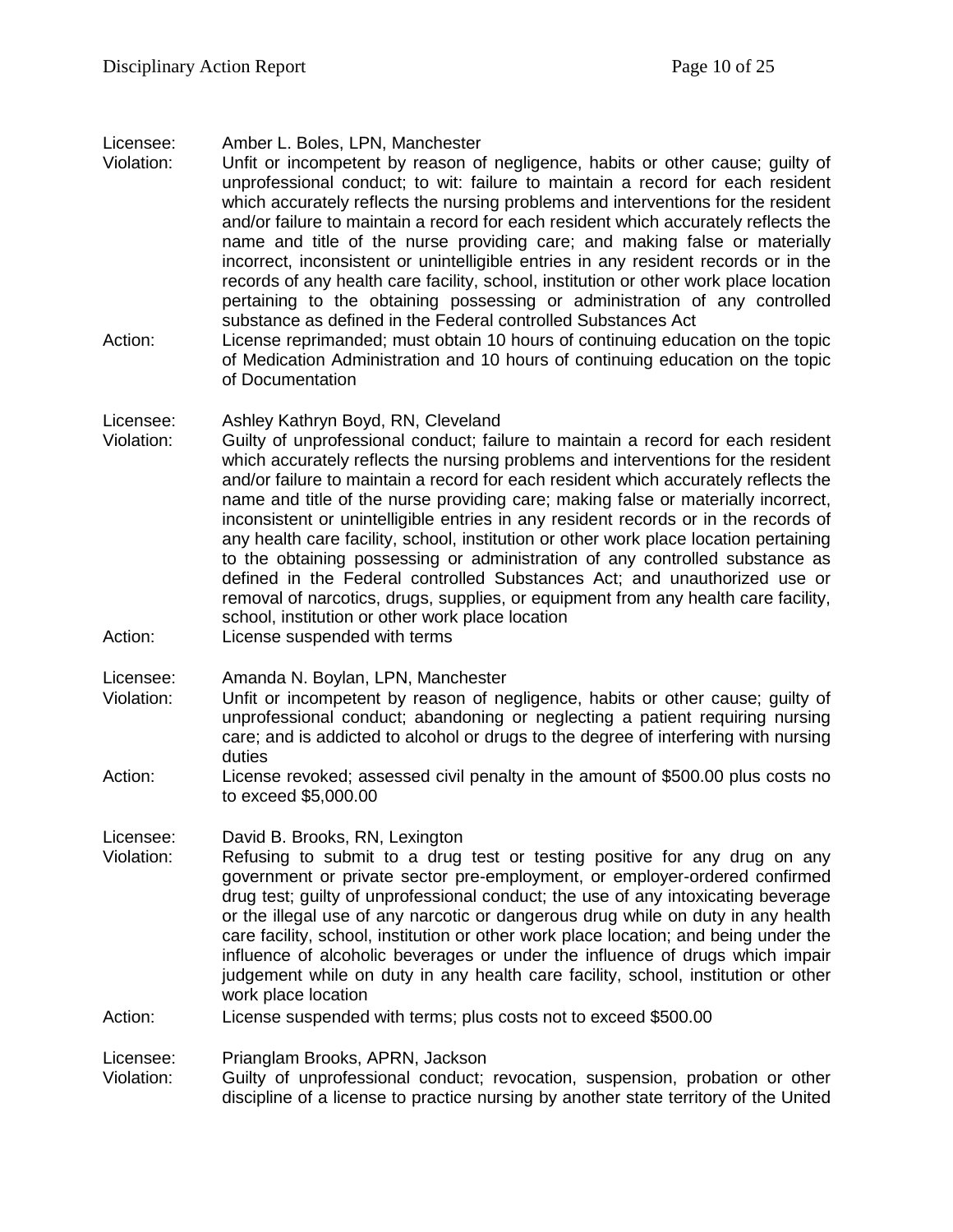Licensee: Amber L. Boles, LPN, Manchester
Violation: Unfit or incompetent by reason of negligence, habits or other cause; guilty of unprofessional conduct; to wit: failure to maintain a record for each resident which accurately reflects the nursing problems and interventions for the resident and/or failure to maintain a record for each resident which accurately reflects the name and title of the nurse providing care; and making false or materially incorrect, inconsistent or unintelligible entries in any resident records or in the records of any health care facility, school, institution or other work place location pertaining to the obtaining possessing or administration of any controlled substance as defined in the Federal controlled Substances Act
Action: License reprimanded; must obtain 10 hours of continuing education on the topic of Medication Administration and 10 hours of continuing education on the topic of Documentation

Licensee: Ashley Kathryn Boyd, RN, Cleveland
Violation: Guilty of unprofessional conduct; failure to maintain a record for each resident which accurately reflects the nursing problems and interventions for the resident and/or failure to maintain a record for each resident which accurately reflects the name and title of the nurse providing care; making false or materially incorrect, inconsistent or unintelligible entries in any resident records or in the records of any health care facility, school, institution or other work place location pertaining to the obtaining possessing or administration of any controlled substance as defined in the Federal controlled Substances Act; and unauthorized use or removal of narcotics, drugs, supplies, or equipment from any health care facility, school, institution or other work place location
Action: License suspended with terms

Licensee: Amanda N. Boylan, LPN, Manchester
Violation: Unfit or incompetent by reason of negligence, habits or other cause; guilty of unprofessional conduct; abandoning or neglecting a patient requiring nursing care; and is addicted to alcohol or drugs to the degree of interfering with nursing duties
Action: License revoked; assessed civil penalty in the amount of $500.00 plus costs no to exceed $5,000.00

Licensee: David B. Brooks, RN, Lexington
Violation: Refusing to submit to a drug test or testing positive for any drug on any government or private sector pre-employment, or employer-ordered confirmed drug test; guilty of unprofessional conduct; the use of any intoxicating beverage or the illegal use of any narcotic or dangerous drug while on duty in any health care facility, school, institution or other work place location; and being under the influence of alcoholic beverages or under the influence of drugs which impair judgement while on duty in any health care facility, school, institution or other work place location
Action: License suspended with terms; plus costs not to exceed $500.00

Licensee: Prianglam Brooks, APRN, Jackson
Violation: Guilty of unprofessional conduct; revocation, suspension, probation or other discipline of a license to practice nursing by another state territory of the United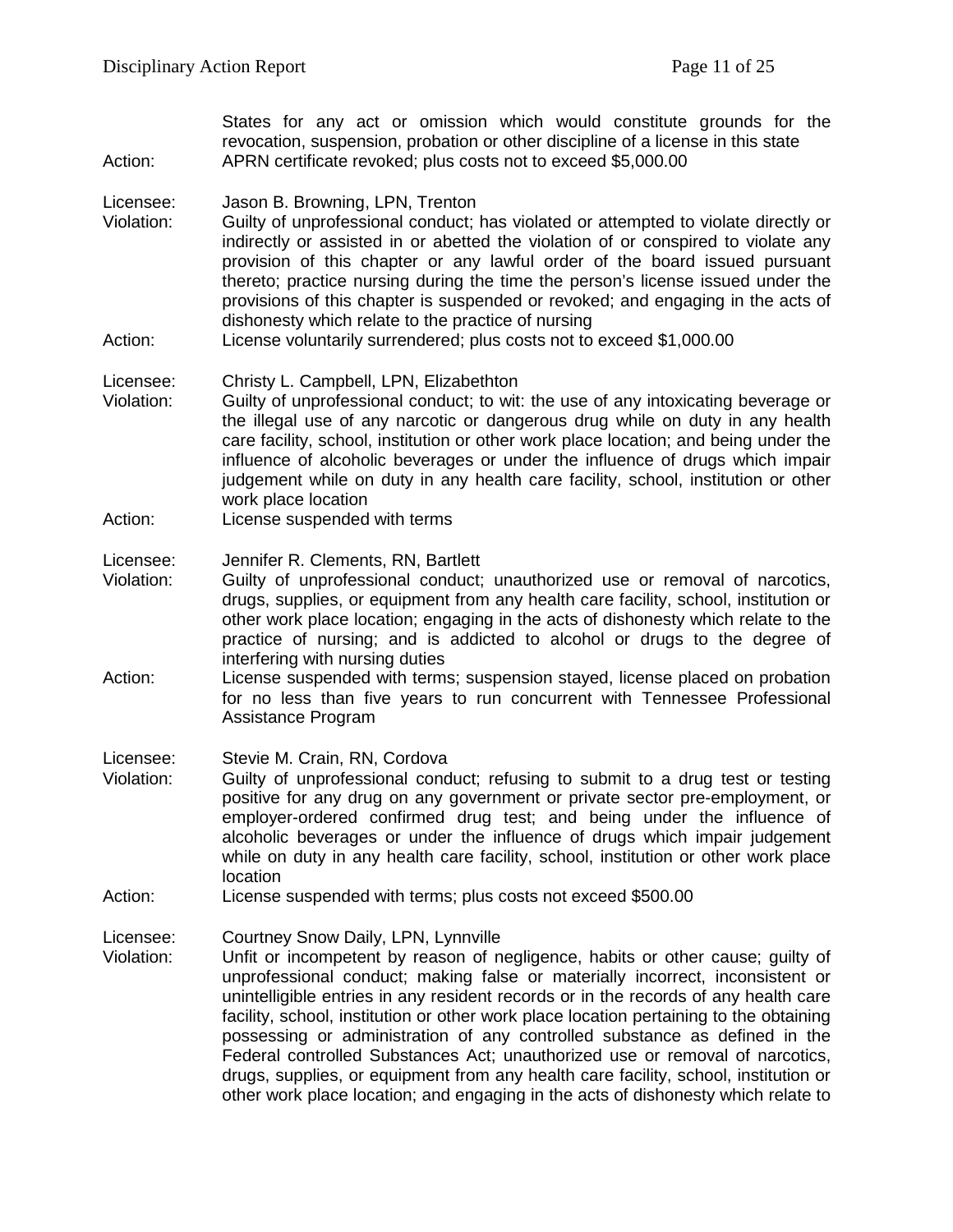States for any act or omission which would constitute grounds for the revocation, suspension, probation or other discipline of a license in this state

Action: APRN certificate revoked; plus costs not to exceed $5,000.00

Licensee: Jason B. Browning, LPN, Trenton

Violation: Guilty of unprofessional conduct; has violated or attempted to violate directly or indirectly or assisted in or abetted the violation of or conspired to violate any provision of this chapter or any lawful order of the board issued pursuant thereto; practice nursing during the time the person's license issued under the provisions of this chapter is suspended or revoked; and engaging in the acts of dishonesty which relate to the practice of nursing

Action: License voluntarily surrendered; plus costs not to exceed $1,000.00

Licensee: Christy L. Campbell, LPN, Elizabethton

Violation: Guilty of unprofessional conduct; to wit: the use of any intoxicating beverage or the illegal use of any narcotic or dangerous drug while on duty in any health care facility, school, institution or other work place location; and being under the influence of alcoholic beverages or under the influence of drugs which impair judgement while on duty in any health care facility, school, institution or other work place location

Action: License suspended with terms

Licensee: Jennifer R. Clements, RN, Bartlett

Violation: Guilty of unprofessional conduct; unauthorized use or removal of narcotics, drugs, supplies, or equipment from any health care facility, school, institution or other work place location; engaging in the acts of dishonesty which relate to the practice of nursing; and is addicted to alcohol or drugs to the degree of interfering with nursing duties

Action: License suspended with terms; suspension stayed, license placed on probation for no less than five years to run concurrent with Tennessee Professional Assistance Program

Licensee: Stevie M. Crain, RN, Cordova

Violation: Guilty of unprofessional conduct; refusing to submit to a drug test or testing positive for any drug on any government or private sector pre-employment, or employer-ordered confirmed drug test; and being under the influence of alcoholic beverages or under the influence of drugs which impair judgement while on duty in any health care facility, school, institution or other work place location

Action: License suspended with terms; plus costs not exceed $500.00

Licensee: Courtney Snow Daily, LPN, Lynnville

Violation: Unfit or incompetent by reason of negligence, habits or other cause; guilty of unprofessional conduct; making false or materially incorrect, inconsistent or unintelligible entries in any resident records or in the records of any health care facility, school, institution or other work place location pertaining to the obtaining possessing or administration of any controlled substance as defined in the Federal controlled Substances Act; unauthorized use or removal of narcotics, drugs, supplies, or equipment from any health care facility, school, institution or other work place location; and engaging in the acts of dishonesty which relate to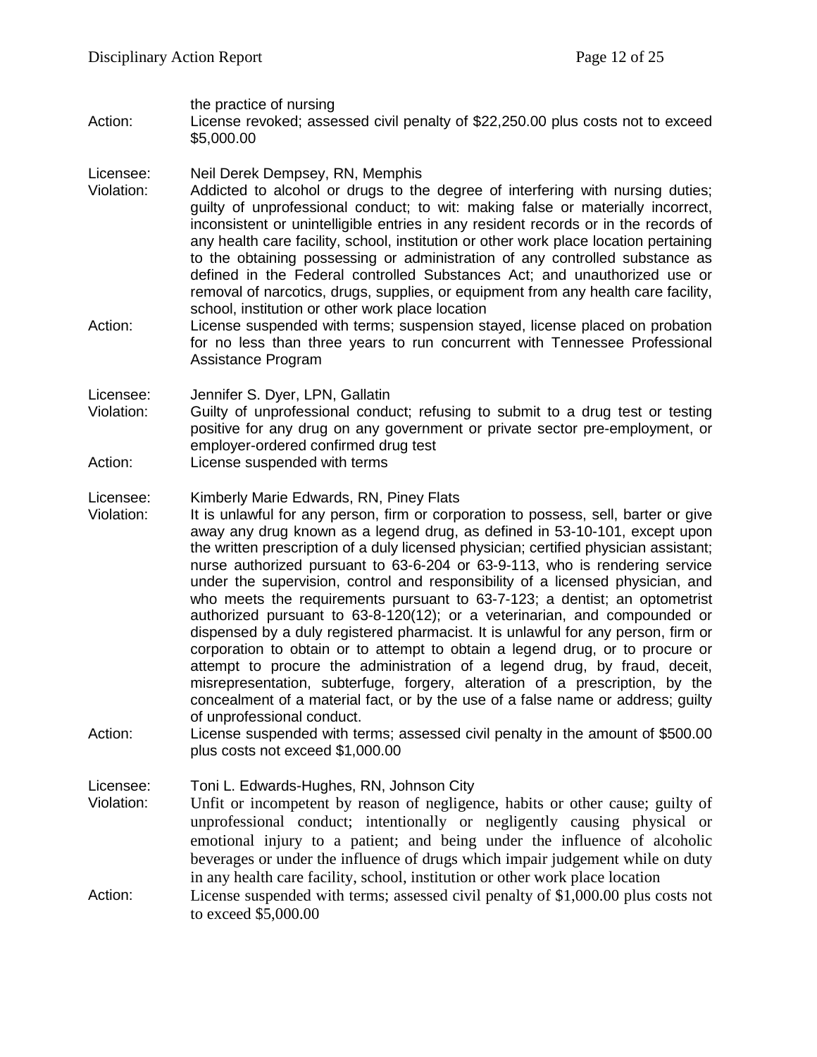the practice of nursing

Action: License revoked; assessed civil penalty of $22,250.00 plus costs not to exceed $5,000.00

Licensee: Neil Derek Dempsey, RN, Memphis

Violation: Addicted to alcohol or drugs to the degree of interfering with nursing duties; guilty of unprofessional conduct; to wit: making false or materially incorrect, inconsistent or unintelligible entries in any resident records or in the records of any health care facility, school, institution or other work place location pertaining to the obtaining possessing or administration of any controlled substance as defined in the Federal controlled Substances Act; and unauthorized use or removal of narcotics, drugs, supplies, or equipment from any health care facility, school, institution or other work place location

Action: License suspended with terms; suspension stayed, license placed on probation for no less than three years to run concurrent with Tennessee Professional Assistance Program

Licensee: Jennifer S. Dyer, LPN, Gallatin

Violation: Guilty of unprofessional conduct; refusing to submit to a drug test or testing positive for any drug on any government or private sector pre-employment, or employer-ordered confirmed drug test

Action: License suspended with terms

Licensee: Kimberly Marie Edwards, RN, Piney Flats

Violation: It is unlawful for any person, firm or corporation to possess, sell, barter or give away any drug known as a legend drug, as defined in 53-10-101, except upon the written prescription of a duly licensed physician; certified physician assistant; nurse authorized pursuant to 63-6-204 or 63-9-113, who is rendering service under the supervision, control and responsibility of a licensed physician, and who meets the requirements pursuant to 63-7-123; a dentist; an optometrist authorized pursuant to 63-8-120(12); or a veterinarian, and compounded or dispensed by a duly registered pharmacist. It is unlawful for any person, firm or corporation to obtain or to attempt to obtain a legend drug, or to procure or attempt to procure the administration of a legend drug, by fraud, deceit, misrepresentation, subterfuge, forgery, alteration of a prescription, by the concealment of a material fact, or by the use of a false name or address; guilty of unprofessional conduct.

Action: License suspended with terms; assessed civil penalty in the amount of $500.00 plus costs not exceed $1,000.00

Licensee: Toni L. Edwards-Hughes, RN, Johnson City

Violation: Unfit or incompetent by reason of negligence, habits or other cause; guilty of unprofessional conduct; intentionally or negligently causing physical or emotional injury to a patient; and being under the influence of alcoholic beverages or under the influence of drugs which impair judgement while on duty in any health care facility, school, institution or other work place location

Action: License suspended with terms; assessed civil penalty of $1,000.00 plus costs not to exceed $5,000.00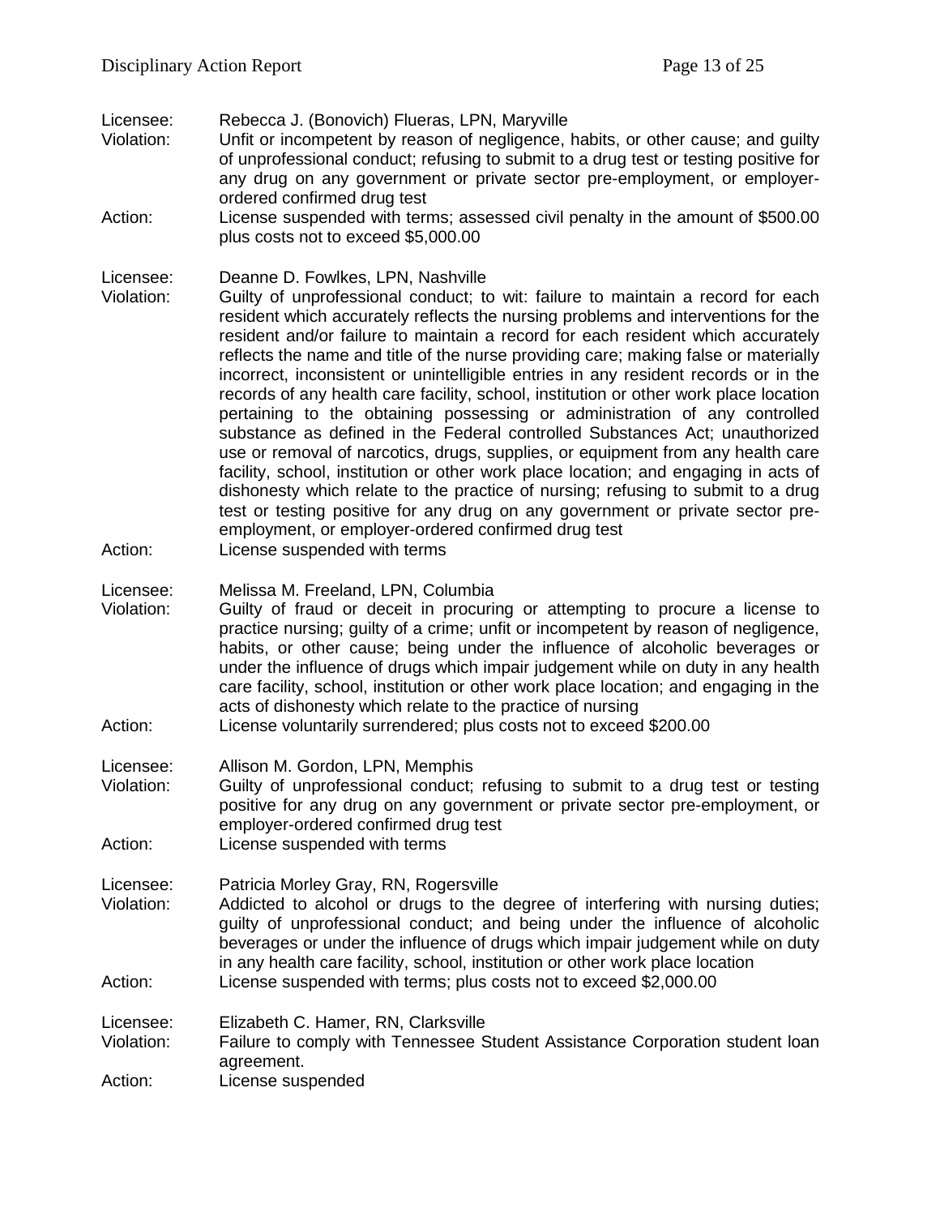Licensee: Rebecca J. (Bonovich) Flueras, LPN, Maryville
Violation: Unfit or incompetent by reason of negligence, habits, or other cause; and guilty of unprofessional conduct; refusing to submit to a drug test or testing positive for any drug on any government or private sector pre-employment, or employer-ordered confirmed drug test
Action: License suspended with terms; assessed civil penalty in the amount of $500.00 plus costs not to exceed $5,000.00

Licensee: Deanne D. Fowlkes, LPN, Nashville
Violation: Guilty of unprofessional conduct; to wit: failure to maintain a record for each resident which accurately reflects the nursing problems and interventions for the resident and/or failure to maintain a record for each resident which accurately reflects the name and title of the nurse providing care; making false or materially incorrect, inconsistent or unintelligible entries in any resident records or in the records of any health care facility, school, institution or other work place location pertaining to the obtaining possessing or administration of any controlled substance as defined in the Federal controlled Substances Act; unauthorized use or removal of narcotics, drugs, supplies, or equipment from any health care facility, school, institution or other work place location; and engaging in acts of dishonesty which relate to the practice of nursing; refusing to submit to a drug test or testing positive for any drug on any government or private sector pre-employment, or employer-ordered confirmed drug test
Action: License suspended with terms

Licensee: Melissa M. Freeland, LPN, Columbia
Violation: Guilty of fraud or deceit in procuring or attempting to procure a license to practice nursing; guilty of a crime; unfit or incompetent by reason of negligence, habits, or other cause; being under the influence of alcoholic beverages or under the influence of drugs which impair judgement while on duty in any health care facility, school, institution or other work place location; and engaging in the acts of dishonesty which relate to the practice of nursing
Action: License voluntarily surrendered; plus costs not to exceed $200.00

Licensee: Allison M. Gordon, LPN, Memphis
Violation: Guilty of unprofessional conduct; refusing to submit to a drug test or testing positive for any drug on any government or private sector pre-employment, or employer-ordered confirmed drug test
Action: License suspended with terms

Licensee: Patricia Morley Gray, RN, Rogersville
Violation: Addicted to alcohol or drugs to the degree of interfering with nursing duties; guilty of unprofessional conduct; and being under the influence of alcoholic beverages or under the influence of drugs which impair judgement while on duty in any health care facility, school, institution or other work place location
Action: License suspended with terms; plus costs not to exceed $2,000.00

Licensee: Elizabeth C. Hamer, RN, Clarksville
Violation: Failure to comply with Tennessee Student Assistance Corporation student loan agreement.
Action: License suspended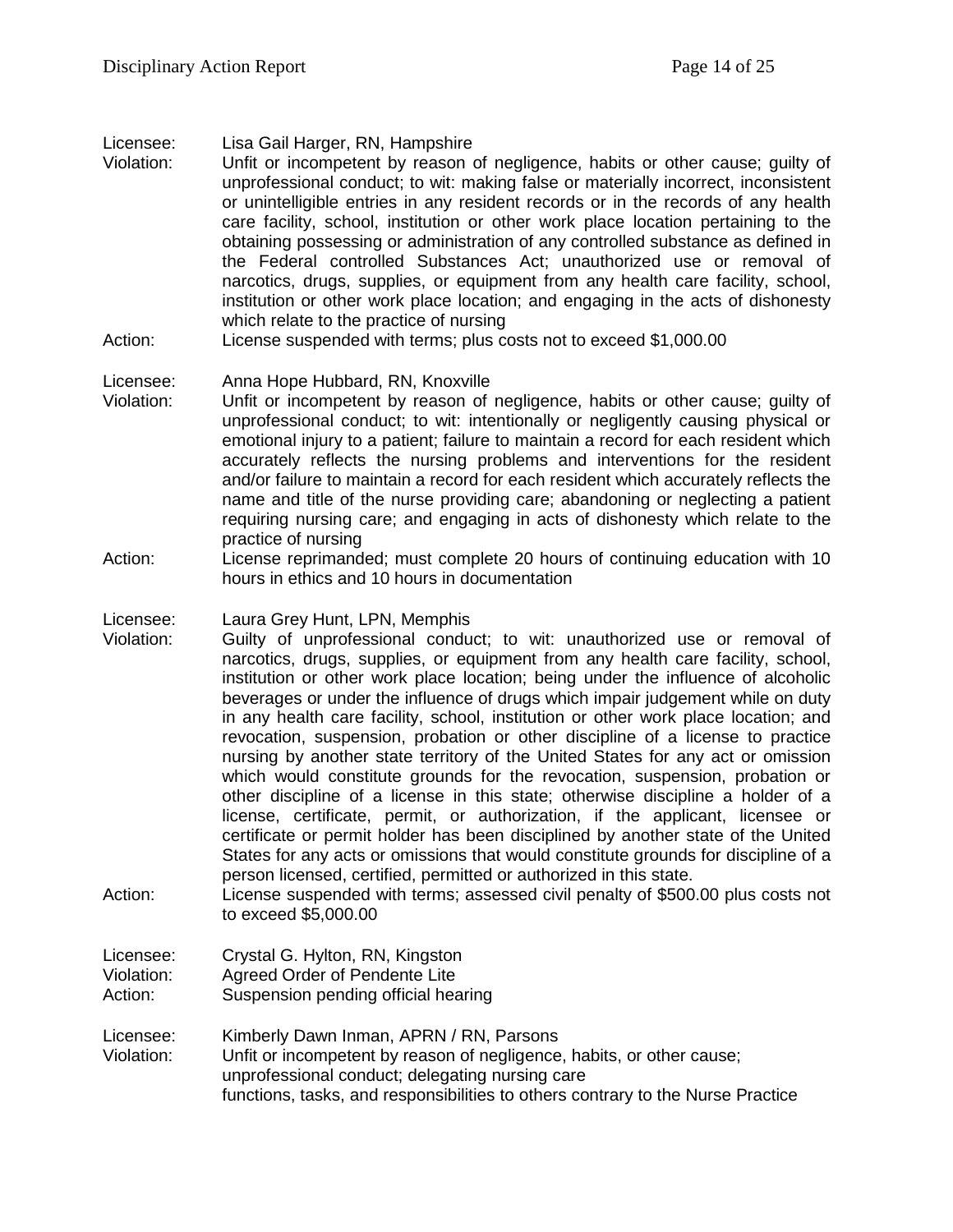Licensee: Lisa Gail Harger, RN, Hampshire
Violation: Unfit or incompetent by reason of negligence, habits or other cause; guilty of unprofessional conduct; to wit: making false or materially incorrect, inconsistent or unintelligible entries in any resident records or in the records of any health care facility, school, institution or other work place location pertaining to the obtaining possessing or administration of any controlled substance as defined in the Federal controlled Substances Act; unauthorized use or removal of narcotics, drugs, supplies, or equipment from any health care facility, school, institution or other work place location; and engaging in the acts of dishonesty which relate to the practice of nursing
Action: License suspended with terms; plus costs not to exceed $1,000.00

Licensee: Anna Hope Hubbard, RN, Knoxville
Violation: Unfit or incompetent by reason of negligence, habits or other cause; guilty of unprofessional conduct; to wit: intentionally or negligently causing physical or emotional injury to a patient; failure to maintain a record for each resident which accurately reflects the nursing problems and interventions for the resident and/or failure to maintain a record for each resident which accurately reflects the name and title of the nurse providing care; abandoning or neglecting a patient requiring nursing care; and engaging in acts of dishonesty which relate to the practice of nursing
Action: License reprimanded; must complete 20 hours of continuing education with 10 hours in ethics and 10 hours in documentation

Licensee: Laura Grey Hunt, LPN, Memphis
Violation: Guilty of unprofessional conduct; to wit: unauthorized use or removal of narcotics, drugs, supplies, or equipment from any health care facility, school, institution or other work place location; being under the influence of alcoholic beverages or under the influence of drugs which impair judgement while on duty in any health care facility, school, institution or other work place location; and revocation, suspension, probation or other discipline of a license to practice nursing by another state territory of the United States for any act or omission which would constitute grounds for the revocation, suspension, probation or other discipline of a license in this state; otherwise discipline a holder of a license, certificate, permit, or authorization, if the applicant, licensee or certificate or permit holder has been disciplined by another state of the United States for any acts or omissions that would constitute grounds for discipline of a person licensed, certified, permitted or authorized in this state.
Action: License suspended with terms; assessed civil penalty of $500.00 plus costs not to exceed $5,000.00

Licensee: Crystal G. Hylton, RN, Kingston
Violation: Agreed Order of Pendente Lite
Action: Suspension pending official hearing

Licensee: Kimberly Dawn Inman, APRN / RN, Parsons
Violation: Unfit or incompetent by reason of negligence, habits, or other cause; unprofessional conduct; delegating nursing care functions, tasks, and responsibilities to others contrary to the Nurse Practice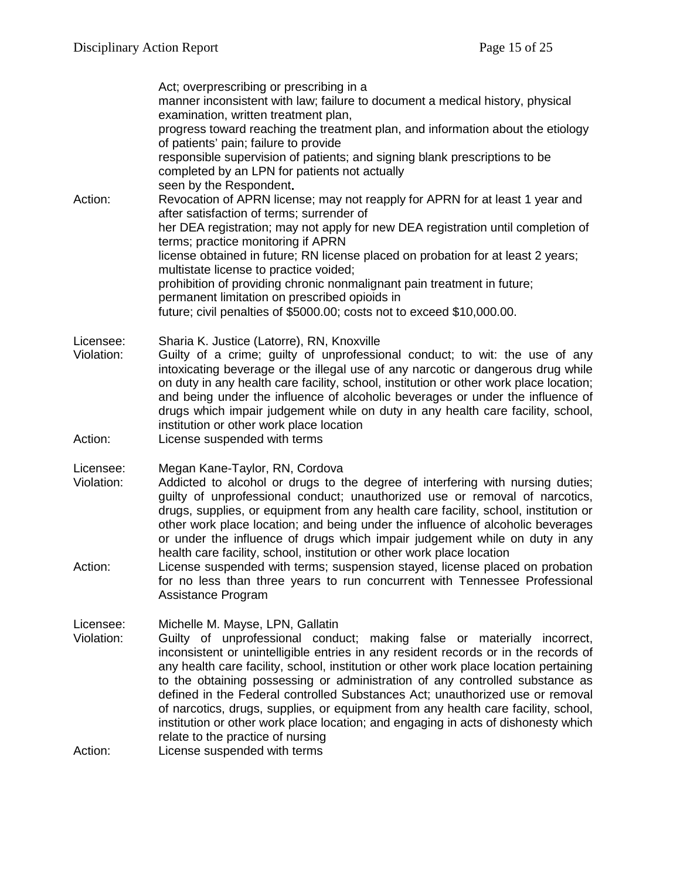Act; overprescribing or prescribing in a manner inconsistent with law; failure to document a medical history, physical examination, written treatment plan, progress toward reaching the treatment plan, and information about the etiology of patients' pain; failure to provide responsible supervision of patients; and signing blank prescriptions to be completed by an LPN for patients not actually seen by the Respondent.

Action: Revocation of APRN license; may not reapply for APRN for at least 1 year and after satisfaction of terms; surrender of her DEA registration; may not apply for new DEA registration until completion of terms; practice monitoring if APRN license obtained in future; RN license placed on probation for at least 2 years; multistate license to practice voided; prohibition of providing chronic nonmalignant pain treatment in future; permanent limitation on prescribed opioids in future; civil penalties of $5000.00; costs not to exceed $10,000.00.

Licensee: Sharia K. Justice (Latorre), RN, Knoxville

Violation: Guilty of a crime; guilty of unprofessional conduct; to wit: the use of any intoxicating beverage or the illegal use of any narcotic or dangerous drug while on duty in any health care facility, school, institution or other work place location; and being under the influence of alcoholic beverages or under the influence of drugs which impair judgement while on duty in any health care facility, school, institution or other work place location

Action: License suspended with terms

Licensee: Megan Kane-Taylor, RN, Cordova

Violation: Addicted to alcohol or drugs to the degree of interfering with nursing duties; guilty of unprofessional conduct; unauthorized use or removal of narcotics, drugs, supplies, or equipment from any health care facility, school, institution or other work place location; and being under the influence of alcoholic beverages or under the influence of drugs which impair judgement while on duty in any health care facility, school, institution or other work place location

Action: License suspended with terms; suspension stayed, license placed on probation for no less than three years to run concurrent with Tennessee Professional Assistance Program

Licensee: Michelle M. Mayse, LPN, Gallatin

Violation: Guilty of unprofessional conduct; making false or materially incorrect, inconsistent or unintelligible entries in any resident records or in the records of any health care facility, school, institution or other work place location pertaining to the obtaining possessing or administration of any controlled substance as defined in the Federal controlled Substances Act; unauthorized use or removal of narcotics, drugs, supplies, or equipment from any health care facility, school, institution or other work place location; and engaging in acts of dishonesty which relate to the practice of nursing

Action: License suspended with terms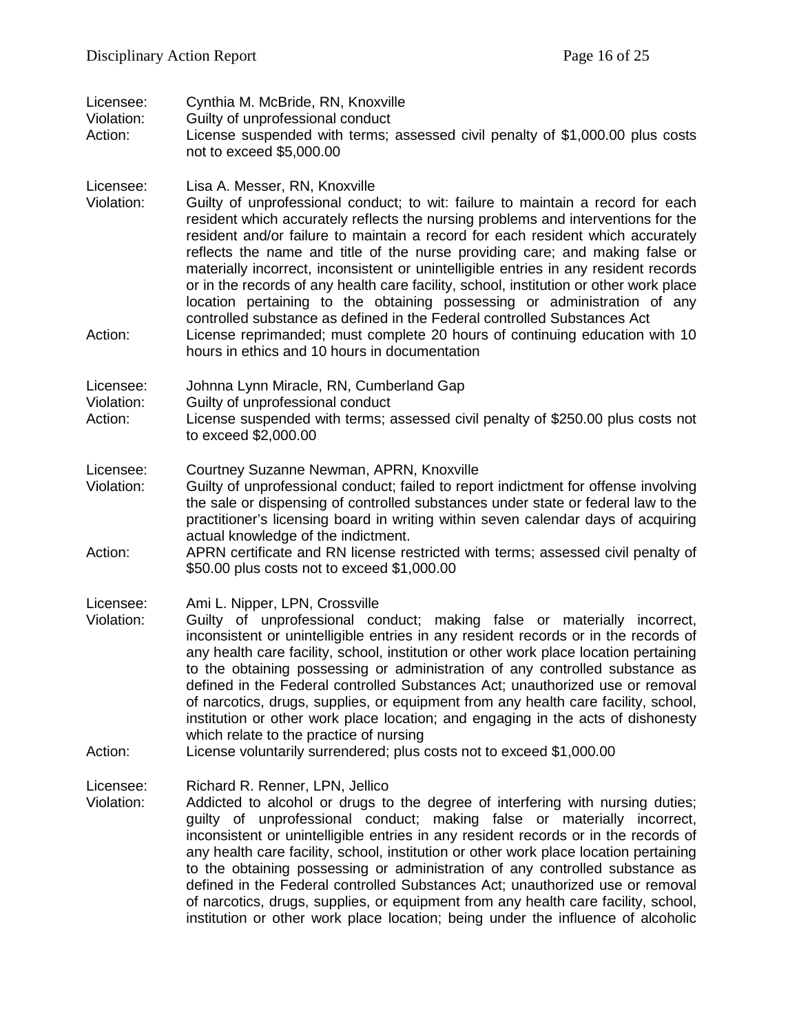Licensee: Cynthia M. McBride, RN, Knoxville
Violation: Guilty of unprofessional conduct
Action: License suspended with terms; assessed civil penalty of $1,000.00 plus costs not to exceed $5,000.00

Licensee: Lisa A. Messer, RN, Knoxville
Violation: Guilty of unprofessional conduct; to wit: failure to maintain a record for each resident which accurately reflects the nursing problems and interventions for the resident and/or failure to maintain a record for each resident which accurately reflects the name and title of the nurse providing care; and making false or materially incorrect, inconsistent or unintelligible entries in any resident records or in the records of any health care facility, school, institution or other work place location pertaining to the obtaining possessing or administration of any controlled substance as defined in the Federal controlled Substances Act
Action: License reprimanded; must complete 20 hours of continuing education with 10 hours in ethics and 10 hours in documentation

Licensee: Johnna Lynn Miracle, RN, Cumberland Gap
Violation: Guilty of unprofessional conduct
Action: License suspended with terms; assessed civil penalty of $250.00 plus costs not to exceed $2,000.00

Licensee: Courtney Suzanne Newman, APRN, Knoxville
Violation: Guilty of unprofessional conduct; failed to report indictment for offense involving the sale or dispensing of controlled substances under state or federal law to the practitioner's licensing board in writing within seven calendar days of acquiring actual knowledge of the indictment.
Action: APRN certificate and RN license restricted with terms; assessed civil penalty of $50.00 plus costs not to exceed $1,000.00

Licensee: Ami L. Nipper, LPN, Crossville
Violation: Guilty of unprofessional conduct; making false or materially incorrect, inconsistent or unintelligible entries in any resident records or in the records of any health care facility, school, institution or other work place location pertaining to the obtaining possessing or administration of any controlled substance as defined in the Federal controlled Substances Act; unauthorized use or removal of narcotics, drugs, supplies, or equipment from any health care facility, school, institution or other work place location; and engaging in the acts of dishonesty which relate to the practice of nursing
Action: License voluntarily surrendered; plus costs not to exceed $1,000.00

Licensee: Richard R. Renner, LPN, Jellico
Violation: Addicted to alcohol or drugs to the degree of interfering with nursing duties; guilty of unprofessional conduct; making false or materially incorrect, inconsistent or unintelligible entries in any resident records or in the records of any health care facility, school, institution or other work place location pertaining to the obtaining possessing or administration of any controlled substance as defined in the Federal controlled Substances Act; unauthorized use or removal of narcotics, drugs, supplies, or equipment from any health care facility, school, institution or other work place location; being under the influence of alcoholic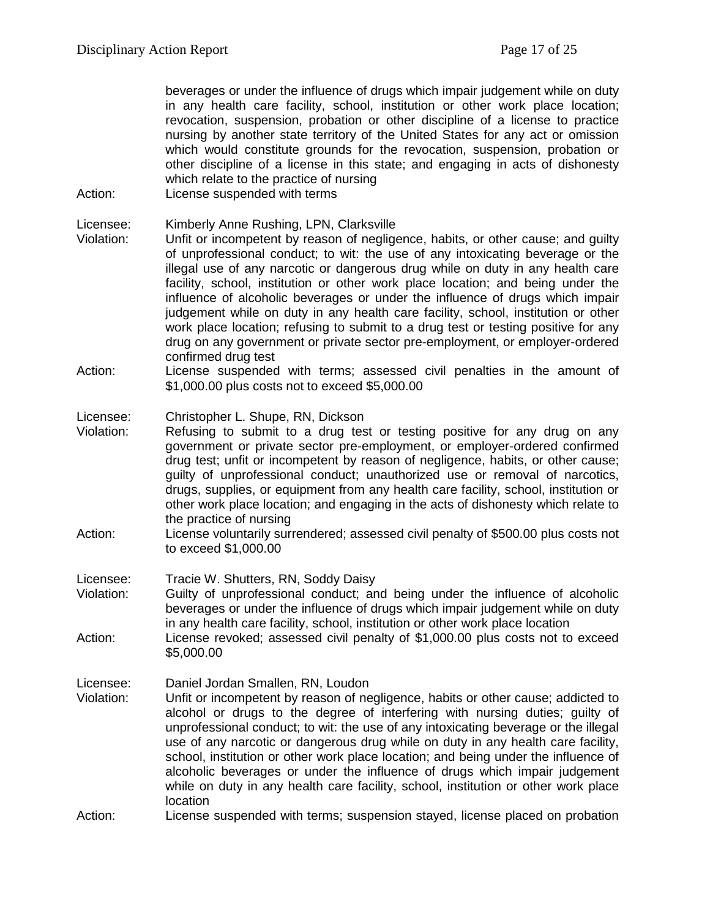beverages or under the influence of drugs which impair judgement while on duty in any health care facility, school, institution or other work place location; revocation, suspension, probation or other discipline of a license to practice nursing by another state territory of the United States for any act or omission which would constitute grounds for the revocation, suspension, probation or other discipline of a license in this state; and engaging in acts of dishonesty which relate to the practice of nursing

Action: License suspended with terms

Licensee: Kimberly Anne Rushing, LPN, Clarksville

Violation: Unfit or incompetent by reason of negligence, habits, or other cause; and guilty of unprofessional conduct; to wit: the use of any intoxicating beverage or the illegal use of any narcotic or dangerous drug while on duty in any health care facility, school, institution or other work place location; and being under the influence of alcoholic beverages or under the influence of drugs which impair judgement while on duty in any health care facility, school, institution or other work place location; refusing to submit to a drug test or testing positive for any drug on any government or private sector pre-employment, or employer-ordered confirmed drug test

Action: License suspended with terms; assessed civil penalties in the amount of $1,000.00 plus costs not to exceed $5,000.00

Licensee: Christopher L. Shupe, RN, Dickson

Violation: Refusing to submit to a drug test or testing positive for any drug on any government or private sector pre-employment, or employer-ordered confirmed drug test; unfit or incompetent by reason of negligence, habits, or other cause; guilty of unprofessional conduct; unauthorized use or removal of narcotics, drugs, supplies, or equipment from any health care facility, school, institution or other work place location; and engaging in the acts of dishonesty which relate to the practice of nursing

Action: License voluntarily surrendered; assessed civil penalty of $500.00 plus costs not to exceed $1,000.00

Licensee: Tracie W. Shutters, RN, Soddy Daisy

Violation: Guilty of unprofessional conduct; and being under the influence of alcoholic beverages or under the influence of drugs which impair judgement while on duty in any health care facility, school, institution or other work place location

Action: License revoked; assessed civil penalty of $1,000.00 plus costs not to exceed $5,000.00

Licensee: Daniel Jordan Smallen, RN, Loudon

Violation: Unfit or incompetent by reason of negligence, habits or other cause; addicted to alcohol or drugs to the degree of interfering with nursing duties; guilty of unprofessional conduct; to wit: the use of any intoxicating beverage or the illegal use of any narcotic or dangerous drug while on duty in any health care facility, school, institution or other work place location; and being under the influence of alcoholic beverages or under the influence of drugs which impair judgement while on duty in any health care facility, school, institution or other work place location

Action: License suspended with terms; suspension stayed, license placed on probation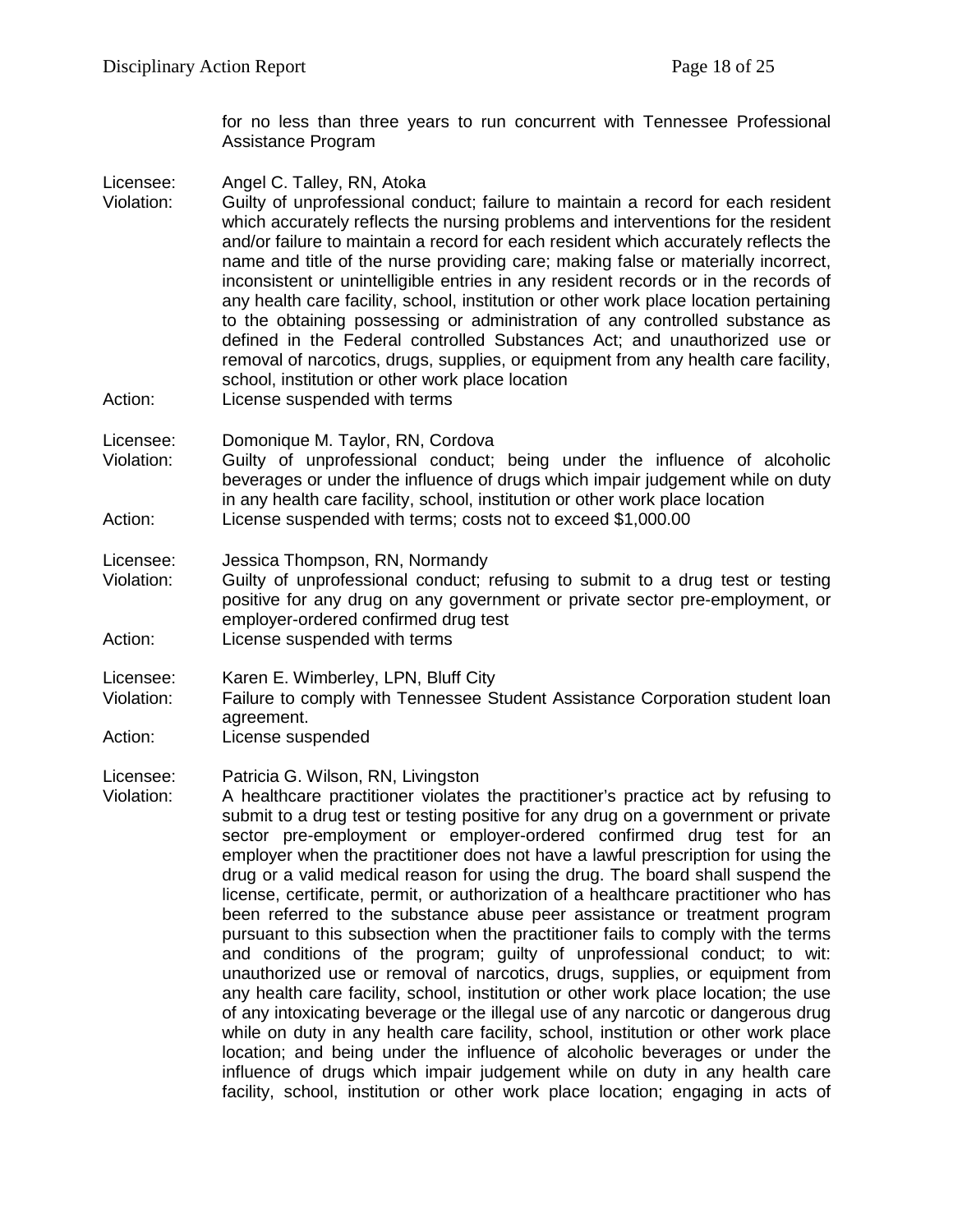for no less than three years to run concurrent with Tennessee Professional Assistance Program

Licensee: Angel C. Talley, RN, Atoka
Violation: Guilty of unprofessional conduct; failure to maintain a record for each resident which accurately reflects the nursing problems and interventions for the resident and/or failure to maintain a record for each resident which accurately reflects the name and title of the nurse providing care; making false or materially incorrect, inconsistent or unintelligible entries in any resident records or in the records of any health care facility, school, institution or other work place location pertaining to the obtaining possessing or administration of any controlled substance as defined in the Federal controlled Substances Act; and unauthorized use or removal of narcotics, drugs, supplies, or equipment from any health care facility, school, institution or other work place location
Action: License suspended with terms

Licensee: Domonique M. Taylor, RN, Cordova
Violation: Guilty of unprofessional conduct; being under the influence of alcoholic beverages or under the influence of drugs which impair judgement while on duty in any health care facility, school, institution or other work place location
Action: License suspended with terms; costs not to exceed $1,000.00

Licensee: Jessica Thompson, RN, Normandy
Violation: Guilty of unprofessional conduct; refusing to submit to a drug test or testing positive for any drug on any government or private sector pre-employment, or employer-ordered confirmed drug test
Action: License suspended with terms

Licensee: Karen E. Wimberley, LPN, Bluff City
Violation: Failure to comply with Tennessee Student Assistance Corporation student loan agreement.
Action: License suspended

Licensee: Patricia G. Wilson, RN, Livingston
Violation: A healthcare practitioner violates the practitioner's practice act by refusing to submit to a drug test or testing positive for any drug on a government or private sector pre-employment or employer-ordered confirmed drug test for an employer when the practitioner does not have a lawful prescription for using the drug or a valid medical reason for using the drug. The board shall suspend the license, certificate, permit, or authorization of a healthcare practitioner who has been referred to the substance abuse peer assistance or treatment program pursuant to this subsection when the practitioner fails to comply with the terms and conditions of the program; guilty of unprofessional conduct; to wit: unauthorized use or removal of narcotics, drugs, supplies, or equipment from any health care facility, school, institution or other work place location; the use of any intoxicating beverage or the illegal use of any narcotic or dangerous drug while on duty in any health care facility, school, institution or other work place location; and being under the influence of alcoholic beverages or under the influence of drugs which impair judgement while on duty in any health care facility, school, institution or other work place location; engaging in acts of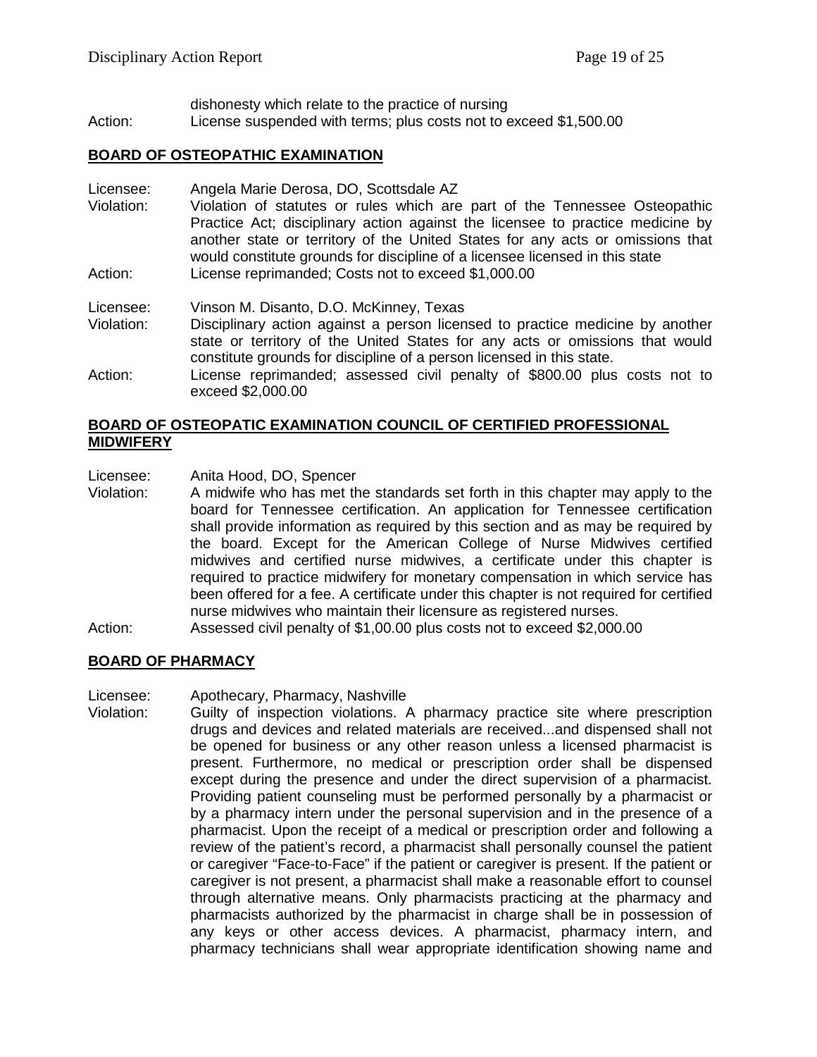dishonesty which relate to the practice of nursing

Action: License suspended with terms; plus costs not to exceed $1,500.00

## BOARD OF OSTEOPATHIC EXAMINATION

Licensee: Angela Marie Derosa, DO, Scottsdale AZ

Violation: Violation of statutes or rules which are part of the Tennessee Osteopathic Practice Act; disciplinary action against the licensee to practice medicine by another state or territory of the United States for any acts or omissions that would constitute grounds for discipline of a licensee licensed in this state

Action: License reprimanded; Costs not to exceed $1,000.00

Licensee: Vinson M. Disanto, D.O. McKinney, Texas

Violation: Disciplinary action against a person licensed to practice medicine by another state or territory of the United States for any acts or omissions that would constitute grounds for discipline of a person licensed in this state.

Action: License reprimanded; assessed civil penalty of $800.00 plus costs not to exceed $2,000.00

## BOARD OF OSTEOPATIC EXAMINATION COUNCIL OF CERTIFIED PROFESSIONAL MIDWIFERY

Licensee: Anita Hood, DO, Spencer

Violation: A midwife who has met the standards set forth in this chapter may apply to the board for Tennessee certification. An application for Tennessee certification shall provide information as required by this section and as may be required by the board. Except for the American College of Nurse Midwives certified midwives and certified nurse midwives, a certificate under this chapter is required to practice midwifery for monetary compensation in which service has been offered for a fee. A certificate under this chapter is not required for certified nurse midwives who maintain their licensure as registered nurses.

Action: Assessed civil penalty of $1,00.00 plus costs not to exceed $2,000.00

## BOARD OF PHARMACY

Licensee: Apothecary, Pharmacy, Nashville

Violation: Guilty of inspection violations. A pharmacy practice site where prescription drugs and devices and related materials are received...and dispensed shall not be opened for business or any other reason unless a licensed pharmacist is present. Furthermore, no medical or prescription order shall be dispensed except during the presence and under the direct supervision of a pharmacist. Providing patient counseling must be performed personally by a pharmacist or by a pharmacy intern under the personal supervision and in the presence of a pharmacist. Upon the receipt of a medical or prescription order and following a review of the patient's record, a pharmacist shall personally counsel the patient or caregiver "Face-to-Face" if the patient or caregiver is present. If the patient or caregiver is not present, a pharmacist shall make a reasonable effort to counsel through alternative means. Only pharmacists practicing at the pharmacy and pharmacists authorized by the pharmacist in charge shall be in possession of any keys or other access devices. A pharmacist, pharmacy intern, and pharmacy technicians shall wear appropriate identification showing name and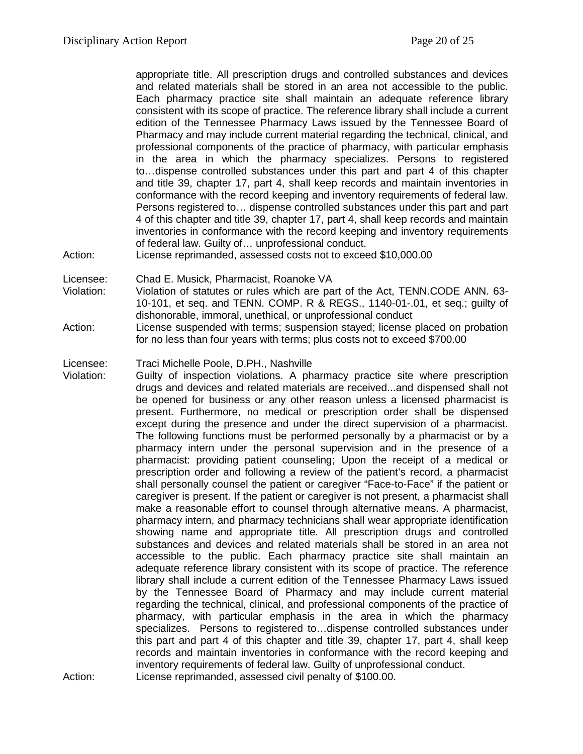appropriate title. All prescription drugs and controlled substances and devices and related materials shall be stored in an area not accessible to the public. Each pharmacy practice site shall maintain an adequate reference library consistent with its scope of practice. The reference library shall include a current edition of the Tennessee Pharmacy Laws issued by the Tennessee Board of Pharmacy and may include current material regarding the technical, clinical, and professional components of the practice of pharmacy, with particular emphasis in the area in which the pharmacy specializes. Persons to registered to…dispense controlled substances under this part and part 4 of this chapter and title 39, chapter 17, part 4, shall keep records and maintain inventories in conformance with the record keeping and inventory requirements of federal law. Persons registered to… dispense controlled substances under this part and part 4 of this chapter and title 39, chapter 17, part 4, shall keep records and maintain inventories in conformance with the record keeping and inventory requirements of federal law. Guilty of… unprofessional conduct.

Action: License reprimanded, assessed costs not to exceed $10,000.00

Licensee: Chad E. Musick, Pharmacist, Roanoke VA

Violation: Violation of statutes or rules which are part of the Act, TENN.CODE ANN. 63-10-101, et seq. and TENN. COMP. R & REGS., 1140-01-.01, et seq.; guilty of dishonorable, immoral, unethical, or unprofessional conduct

Action: License suspended with terms; suspension stayed; license placed on probation for no less than four years with terms; plus costs not to exceed $700.00

Licensee: Traci Michelle Poole, D.PH., Nashville

Violation: Guilty of inspection violations. A pharmacy practice site where prescription drugs and devices and related materials are received...and dispensed shall not be opened for business or any other reason unless a licensed pharmacist is present. Furthermore, no medical or prescription order shall be dispensed except during the presence and under the direct supervision of a pharmacist. The following functions must be performed personally by a pharmacist or by a pharmacy intern under the personal supervision and in the presence of a pharmacist: providing patient counseling; Upon the receipt of a medical or prescription order and following a review of the patient's record, a pharmacist shall personally counsel the patient or caregiver "Face-to-Face" if the patient or caregiver is present. If the patient or caregiver is not present, a pharmacist shall make a reasonable effort to counsel through alternative means. A pharmacist, pharmacy intern, and pharmacy technicians shall wear appropriate identification showing name and appropriate title. All prescription drugs and controlled substances and devices and related materials shall be stored in an area not accessible to the public. Each pharmacy practice site shall maintain an adequate reference library consistent with its scope of practice. The reference library shall include a current edition of the Tennessee Pharmacy Laws issued by the Tennessee Board of Pharmacy and may include current material regarding the technical, clinical, and professional components of the practice of pharmacy, with particular emphasis in the area in which the pharmacy specializes. Persons to registered to…dispense controlled substances under this part and part 4 of this chapter and title 39, chapter 17, part 4, shall keep records and maintain inventories in conformance with the record keeping and inventory requirements of federal law. Guilty of unprofessional conduct.

Action: License reprimanded, assessed civil penalty of $100.00.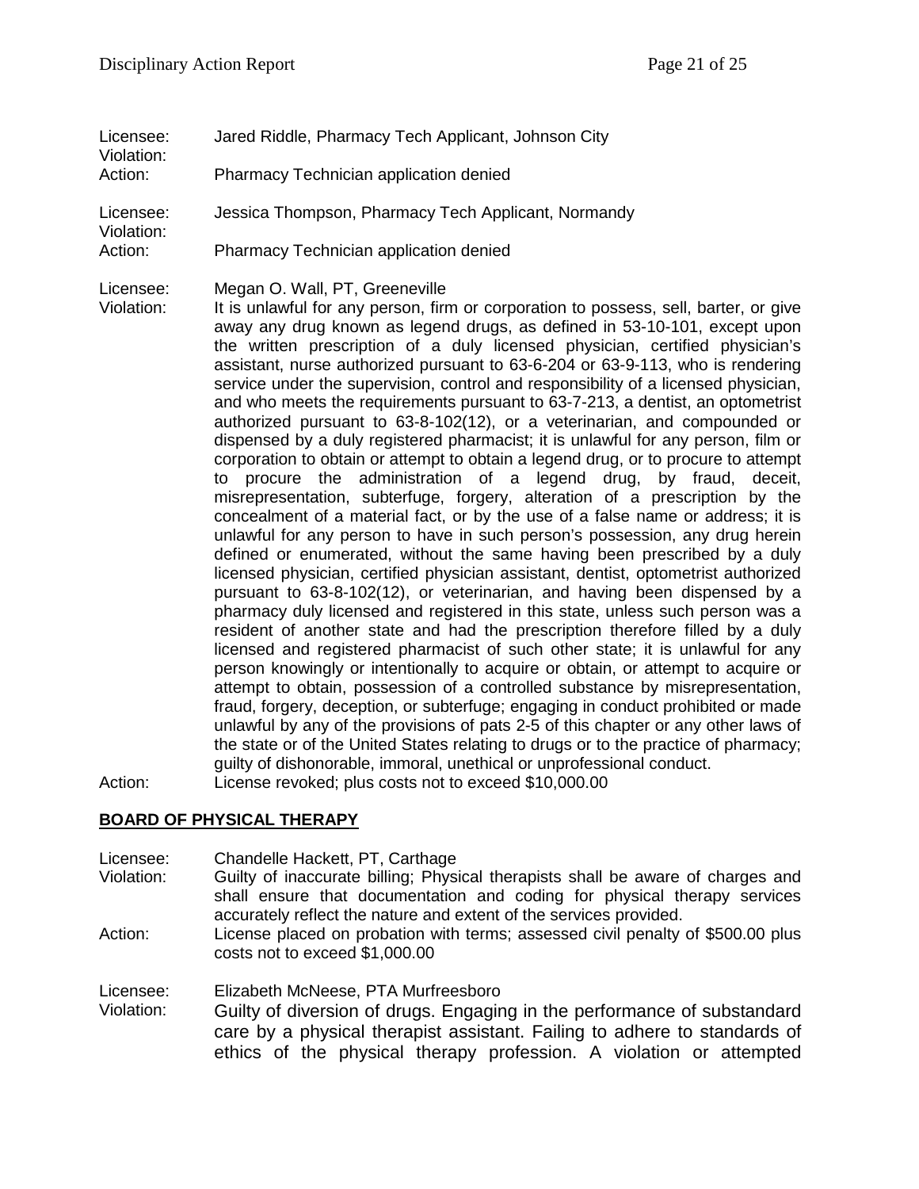Licensee: Jared Riddle, Pharmacy Tech Applicant, Johnson City
Violation:
Action: Pharmacy Technician application denied

Licensee: Jessica Thompson, Pharmacy Tech Applicant, Normandy
Violation:
Action: Pharmacy Technician application denied

Licensee: Megan O. Wall, PT, Greeneville
Violation: It is unlawful for any person, firm or corporation to possess, sell, barter, or give away any drug known as legend drugs, as defined in 53-10-101, except upon the written prescription of a duly licensed physician, certified physician's assistant, nurse authorized pursuant to 63-6-204 or 63-9-113, who is rendering service under the supervision, control and responsibility of a licensed physician, and who meets the requirements pursuant to 63-7-213, a dentist, an optometrist authorized pursuant to 63-8-102(12), or a veterinarian, and compounded or dispensed by a duly registered pharmacist; it is unlawful for any person, film or corporation to obtain or attempt to obtain a legend drug, or to procure to attempt to procure the administration of a legend drug, by fraud, deceit, misrepresentation, subterfuge, forgery, alteration of a prescription by the concealment of a material fact, or by the use of a false name or address; it is unlawful for any person to have in such person's possession, any drug herein defined or enumerated, without the same having been prescribed by a duly licensed physician, certified physician assistant, dentist, optometrist authorized pursuant to 63-8-102(12), or veterinarian, and having been dispensed by a pharmacy duly licensed and registered in this state, unless such person was a resident of another state and had the prescription therefore filled by a duly licensed and registered pharmacist of such other state; it is unlawful for any person knowingly or intentionally to acquire or obtain, or attempt to acquire or attempt to obtain, possession of a controlled substance by misrepresentation, fraud, forgery, deception, or subterfuge; engaging in conduct prohibited or made unlawful by any of the provisions of pats 2-5 of this chapter or any other laws of the state or of the United States relating to drugs or to the practice of pharmacy; guilty of dishonorable, immoral, unethical or unprofessional conduct.
Action: License revoked; plus costs not to exceed $10,000.00

## BOARD OF PHYSICAL THERAPY

Licensee: Chandelle Hackett, PT, Carthage
Violation: Guilty of inaccurate billing; Physical therapists shall be aware of charges and shall ensure that documentation and coding for physical therapy services accurately reflect the nature and extent of the services provided.
Action: License placed on probation with terms; assessed civil penalty of $500.00 plus costs not to exceed $1,000.00

Licensee: Elizabeth McNeese, PTA Murfreesboro
Violation: Guilty of diversion of drugs. Engaging in the performance of substandard care by a physical therapist assistant. Failing to adhere to standards of ethics of the physical therapy profession. A violation or attempted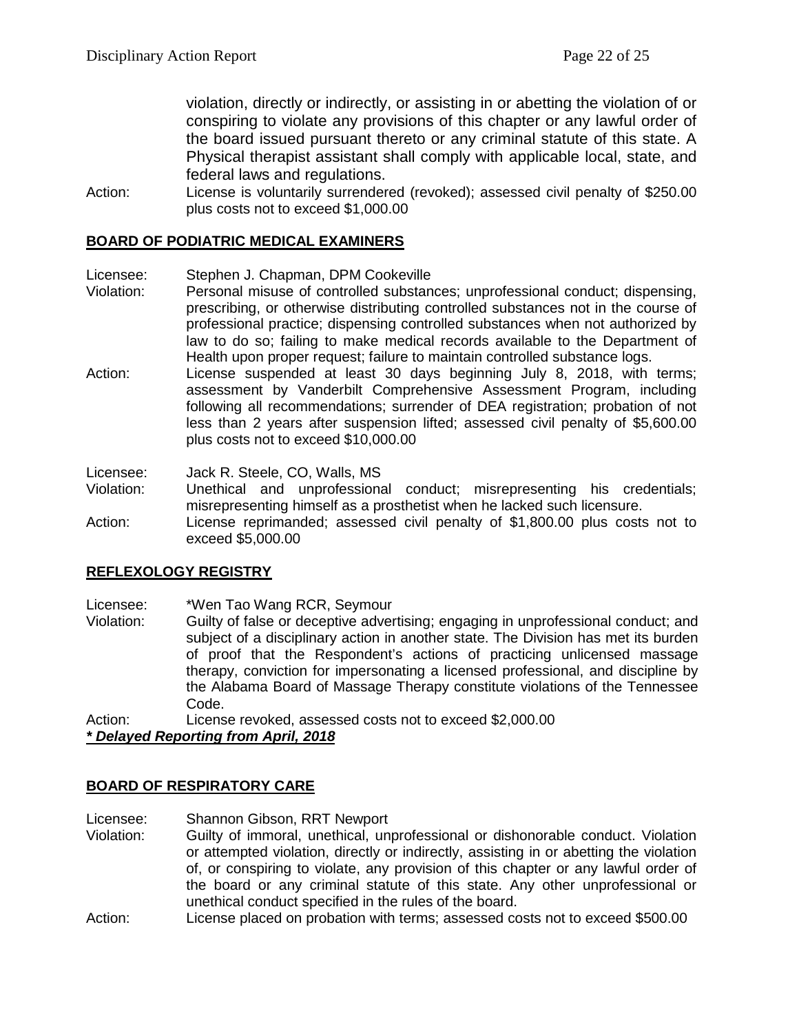violation, directly or indirectly, or assisting in or abetting the violation of or conspiring to violate any provisions of this chapter or any lawful order of the board issued pursuant thereto or any criminal statute of this state. A Physical therapist assistant shall comply with applicable local, state, and federal laws and regulations.

Action: License is voluntarily surrendered (revoked); assessed civil penalty of $250.00 plus costs not to exceed $1,000.00

## BOARD OF PODIATRIC MEDICAL EXAMINERS

Licensee: Stephen J. Chapman, DPM Cookeville

Violation: Personal misuse of controlled substances; unprofessional conduct; dispensing, prescribing, or otherwise distributing controlled substances not in the course of professional practice; dispensing controlled substances when not authorized by law to do so; failing to make medical records available to the Department of Health upon proper request; failure to maintain controlled substance logs.

Action: License suspended at least 30 days beginning July 8, 2018, with terms; assessment by Vanderbilt Comprehensive Assessment Program, including following all recommendations; surrender of DEA registration; probation of not less than 2 years after suspension lifted; assessed civil penalty of $5,600.00 plus costs not to exceed $10,000.00

Licensee: Jack R. Steele, CO, Walls, MS

Violation: Unethical and unprofessional conduct; misrepresenting his credentials; misrepresenting himself as a prosthetist when he lacked such licensure.

Action: License reprimanded; assessed civil penalty of $1,800.00 plus costs not to exceed $5,000.00

## REFLEXOLOGY REGISTRY

Licensee: *Wen Tao Wang RCR, Seymour

Violation: Guilty of false or deceptive advertising; engaging in unprofessional conduct; and subject of a disciplinary action in another state. The Division has met its burden of proof that the Respondent's actions of practicing unlicensed massage therapy, conviction for impersonating a licensed professional, and discipline by the Alabama Board of Massage Therapy constitute violations of the Tennessee Code.

Action: License revoked, assessed costs not to exceed $2,000.00

***Delayed Reporting from April, 2018***

## BOARD OF RESPIRATORY CARE

Licensee: Shannon Gibson, RRT Newport

Violation: Guilty of immoral, unethical, unprofessional or dishonorable conduct. Violation or attempted violation, directly or indirectly, assisting in or abetting the violation of, or conspiring to violate, any provision of this chapter or any lawful order of the board or any criminal statute of this state. Any other unprofessional or unethical conduct specified in the rules of the board.

Action: License placed on probation with terms; assessed costs not to exceed $500.00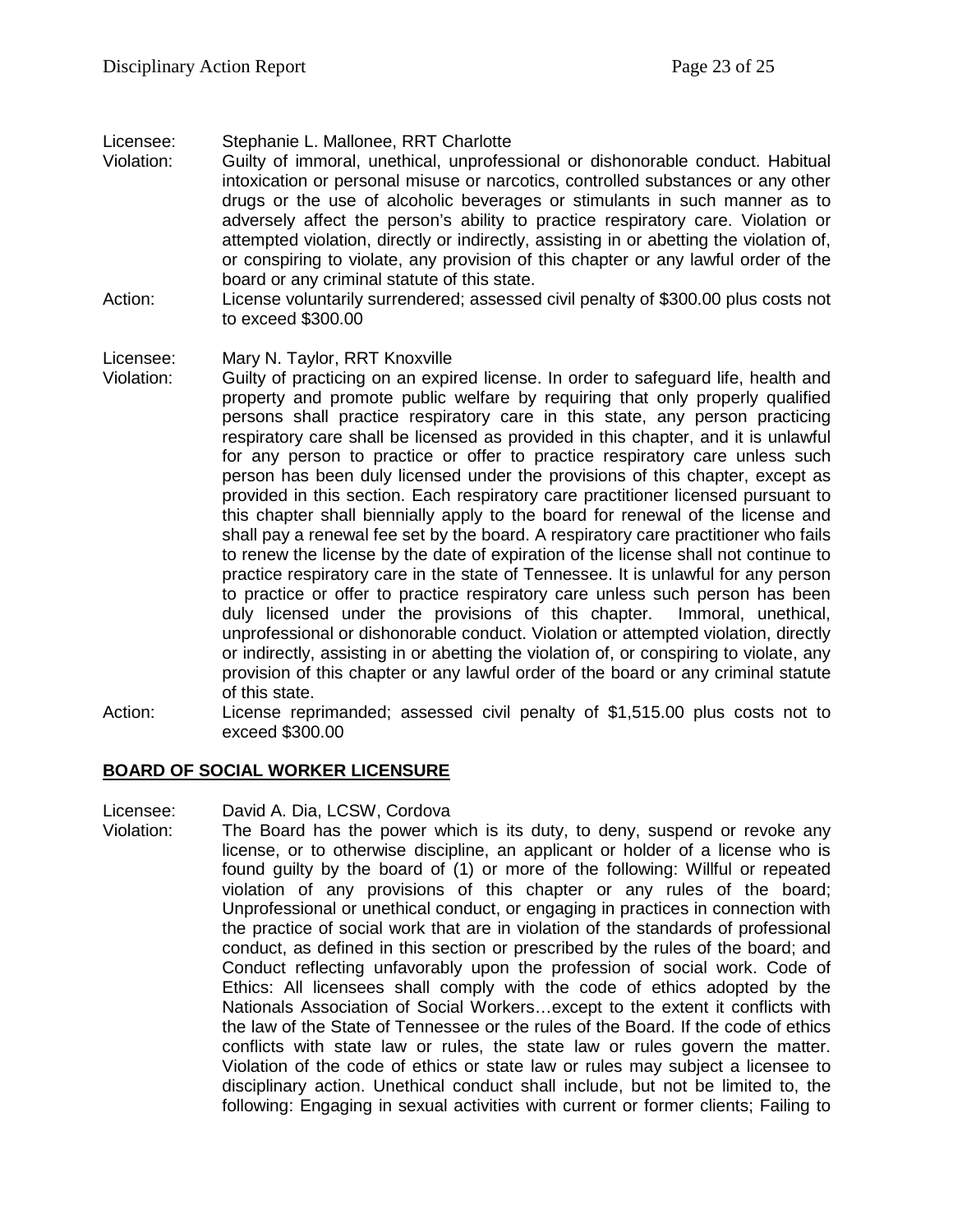Licensee: Stephanie L. Mallonee, RRT Charlotte

Violation: Guilty of immoral, unethical, unprofessional or dishonorable conduct. Habitual intoxication or personal misuse or narcotics, controlled substances or any other drugs or the use of alcoholic beverages or stimulants in such manner as to adversely affect the person's ability to practice respiratory care. Violation or attempted violation, directly or indirectly, assisting in or abetting the violation of, or conspiring to violate, any provision of this chapter or any lawful order of the board or any criminal statute of this state.

Action: License voluntarily surrendered; assessed civil penalty of $300.00 plus costs not to exceed $300.00

Licensee: Mary N. Taylor, RRT Knoxville

Violation: Guilty of practicing on an expired license. In order to safeguard life, health and property and promote public welfare by requiring that only properly qualified persons shall practice respiratory care in this state, any person practicing respiratory care shall be licensed as provided in this chapter, and it is unlawful for any person to practice or offer to practice respiratory care unless such person has been duly licensed under the provisions of this chapter, except as provided in this section. Each respiratory care practitioner licensed pursuant to this chapter shall biennially apply to the board for renewal of the license and shall pay a renewal fee set by the board. A respiratory care practitioner who fails to renew the license by the date of expiration of the license shall not continue to practice respiratory care in the state of Tennessee. It is unlawful for any person to practice or offer to practice respiratory care unless such person has been duly licensed under the provisions of this chapter. Immoral, unethical, unprofessional or dishonorable conduct. Violation or attempted violation, directly or indirectly, assisting in or abetting the violation of, or conspiring to violate, any provision of this chapter or any lawful order of the board or any criminal statute of this state.

Action: License reprimanded; assessed civil penalty of $1,515.00 plus costs not to exceed $300.00

## BOARD OF SOCIAL WORKER LICENSURE

Licensee: David A. Dia, LCSW, Cordova

Violation: The Board has the power which is its duty, to deny, suspend or revoke any license, or to otherwise discipline, an applicant or holder of a license who is found guilty by the board of (1) or more of the following: Willful or repeated violation of any provisions of this chapter or any rules of the board; Unprofessional or unethical conduct, or engaging in practices in connection with the practice of social work that are in violation of the standards of professional conduct, as defined in this section or prescribed by the rules of the board; and Conduct reflecting unfavorably upon the profession of social work. Code of Ethics: All licensees shall comply with the code of ethics adopted by the Nationals Association of Social Workers…except to the extent it conflicts with the law of the State of Tennessee or the rules of the Board. If the code of ethics conflicts with state law or rules, the state law or rules govern the matter. Violation of the code of ethics or state law or rules may subject a licensee to disciplinary action. Unethical conduct shall include, but not be limited to, the following: Engaging in sexual activities with current or former clients; Failing to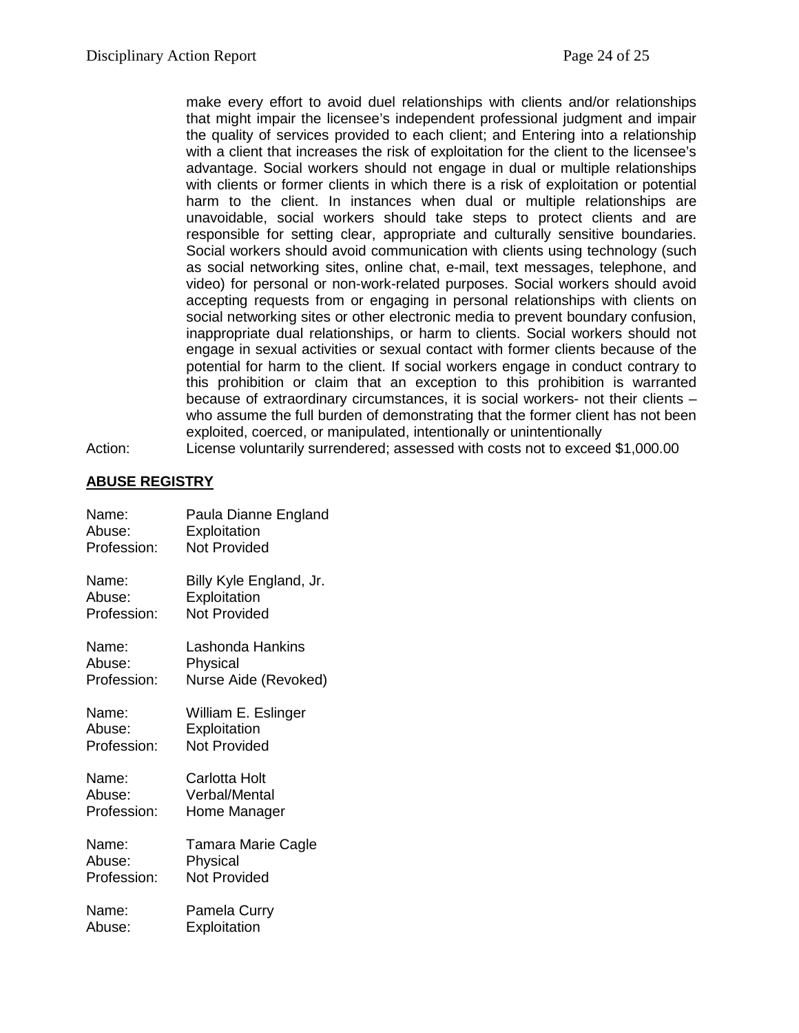make every effort to avoid duel relationships with clients and/or relationships that might impair the licensee's independent professional judgment and impair the quality of services provided to each client; and Entering into a relationship with a client that increases the risk of exploitation for the client to the licensee's advantage. Social workers should not engage in dual or multiple relationships with clients or former clients in which there is a risk of exploitation or potential harm to the client. In instances when dual or multiple relationships are unavoidable, social workers should take steps to protect clients and are responsible for setting clear, appropriate and culturally sensitive boundaries. Social workers should avoid communication with clients using technology (such as social networking sites, online chat, e-mail, text messages, telephone, and video) for personal or non-work-related purposes. Social workers should avoid accepting requests from or engaging in personal relationships with clients on social networking sites or other electronic media to prevent boundary confusion, inappropriate dual relationships, or harm to clients. Social workers should not engage in sexual activities or sexual contact with former clients because of the potential for harm to the client. If social workers engage in conduct contrary to this prohibition or claim that an exception to this prohibition is warranted because of extraordinary circumstances, it is social workers- not their clients – who assume the full burden of demonstrating that the former client has not been exploited, coerced, or manipulated, intentionally or unintentionally

Action: License voluntarily surrendered; assessed with costs not to exceed $1,000.00

## ABUSE REGISTRY

Name: Paula Dianne England
Abuse: Exploitation
Profession: Not Provided

Name: Billy Kyle England, Jr.
Abuse: Exploitation
Profession: Not Provided

Name: Lashonda Hankins
Abuse: Physical
Profession: Nurse Aide (Revoked)

Name: William E. Eslinger
Abuse: Exploitation
Profession: Not Provided

Name: Carlotta Holt
Abuse: Verbal/Mental
Profession: Home Manager

Name: Tamara Marie Cagle
Abuse: Physical
Profession: Not Provided

Name: Pamela Curry
Abuse: Exploitation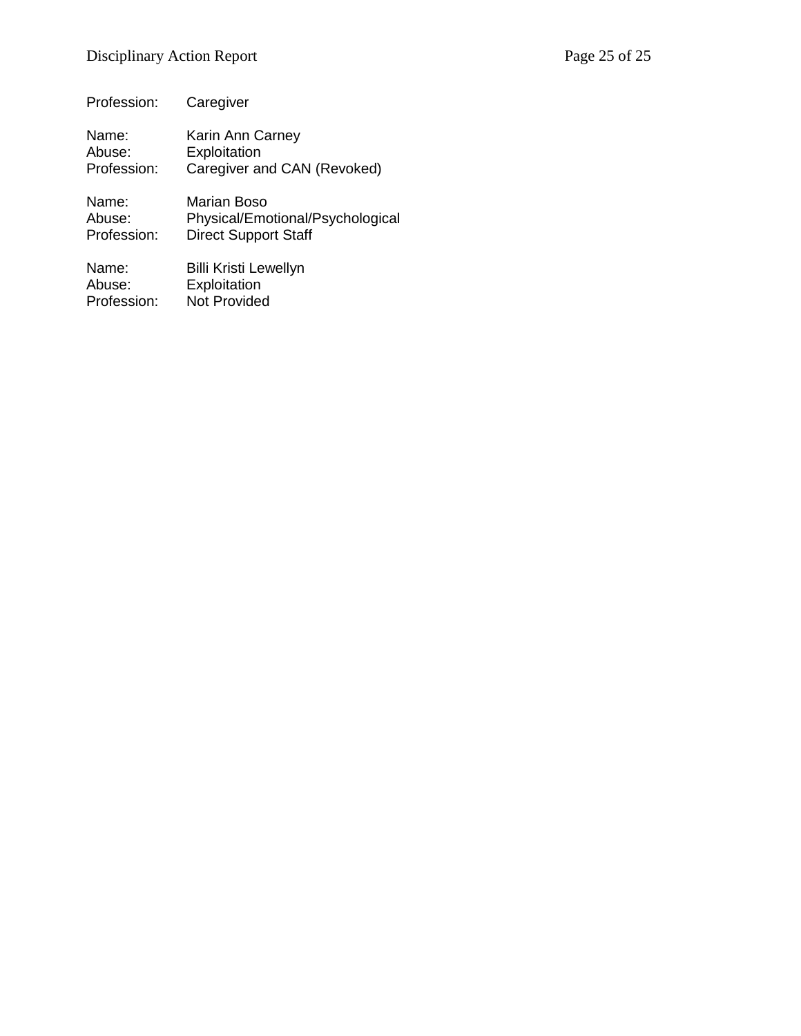Profession: Caregiver

Name: Karin Ann Carney
Abuse: Exploitation
Profession: Caregiver and CAN (Revoked)

Name: Marian Boso
Abuse: Physical/Emotional/Psychological
Profession: Direct Support Staff

Name: Billi Kristi Lewellyn
Abuse: Exploitation
Profession: Not Provided